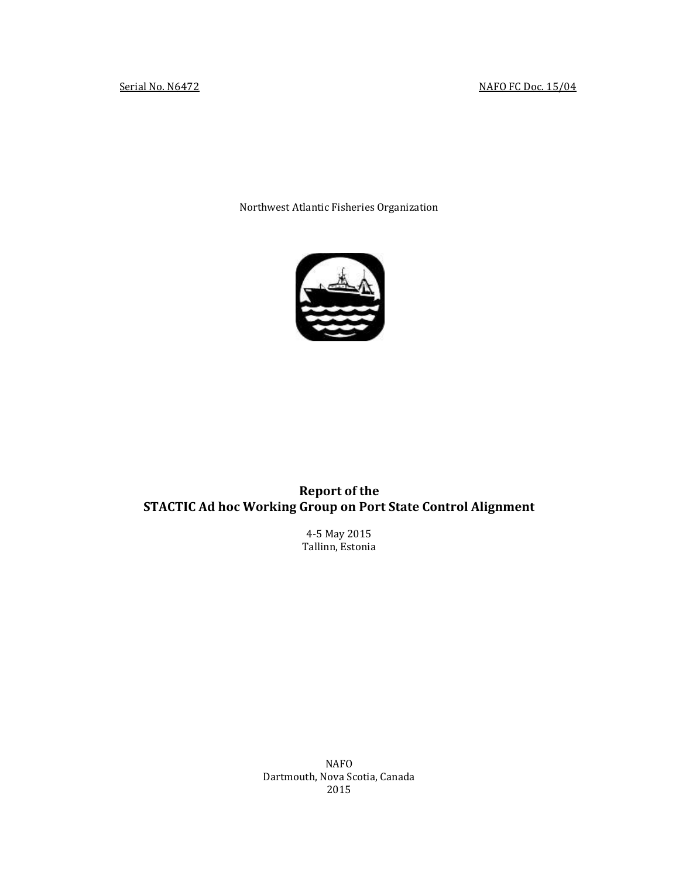Serial No. N6472 NAFO FC Doc. 15/04

Northwest Atlantic Fisheries Organization

**Report of the**
**STACTIC Ad hoc Working Group on Port State Control Alignment**

4-5 May 2015
Tallinn, Estonia

NAFO
Dartmouth, Nova Scotia, Canada
2015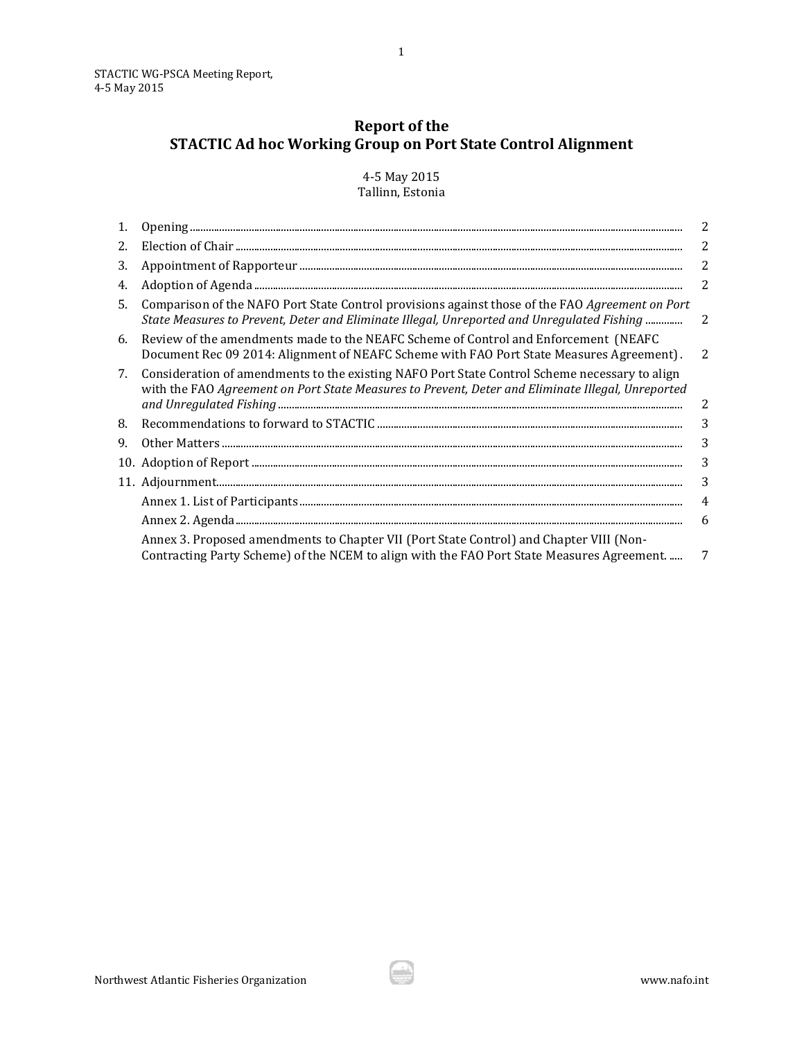# Report of the STACTIC Ad hoc Working Group on Port State Control Alignment

4-5 May 2015
Tallinn, Estonia

| | | |
|---|---|---|
| 1. | Opening | 2 |
| 2. | Election of Chair | 2 |
| 3. | Appointment of Rapporteur | 2 |
| 4. | Adoption of Agenda | 2 |
| 5. | Comparison of the NAFO Port State Control provisions against those of the FAO *Agreement on Port State Measures to Prevent, Deter and Eliminate Illegal, Unreported and Unregulated Fishing* | 2 |
| 6. | Review of the amendments made to the NEAFC Scheme of Control and Enforcement (NEAFC Document Rec 09 2014: Alignment of NEAFC Scheme with FAO Port State Measures Agreement) | 2 |
| 7. | Consideration of amendments to the existing NAFO Port State Control Scheme necessary to align with the FAO *Agreement on Port State Measures to Prevent, Deter and Eliminate Illegal, Unreported and Unregulated Fishing* | 2 |
| 8. | Recommendations to forward to STACTIC | 3 |
| 9. | Other Matters | 3 |
| 10. | Adoption of Report | 3 |
| 11. | Adjournment | 3 |
| | Annex 1. List of Participants | 4 |
| | Annex 2. Agenda | 6 |
| | Annex 3. Proposed amendments to Chapter VII (Port State Control) and Chapter VIII (Non-Contracting Party Scheme) of the NCEM to align with the FAO Port State Measures Agreement. | 7 |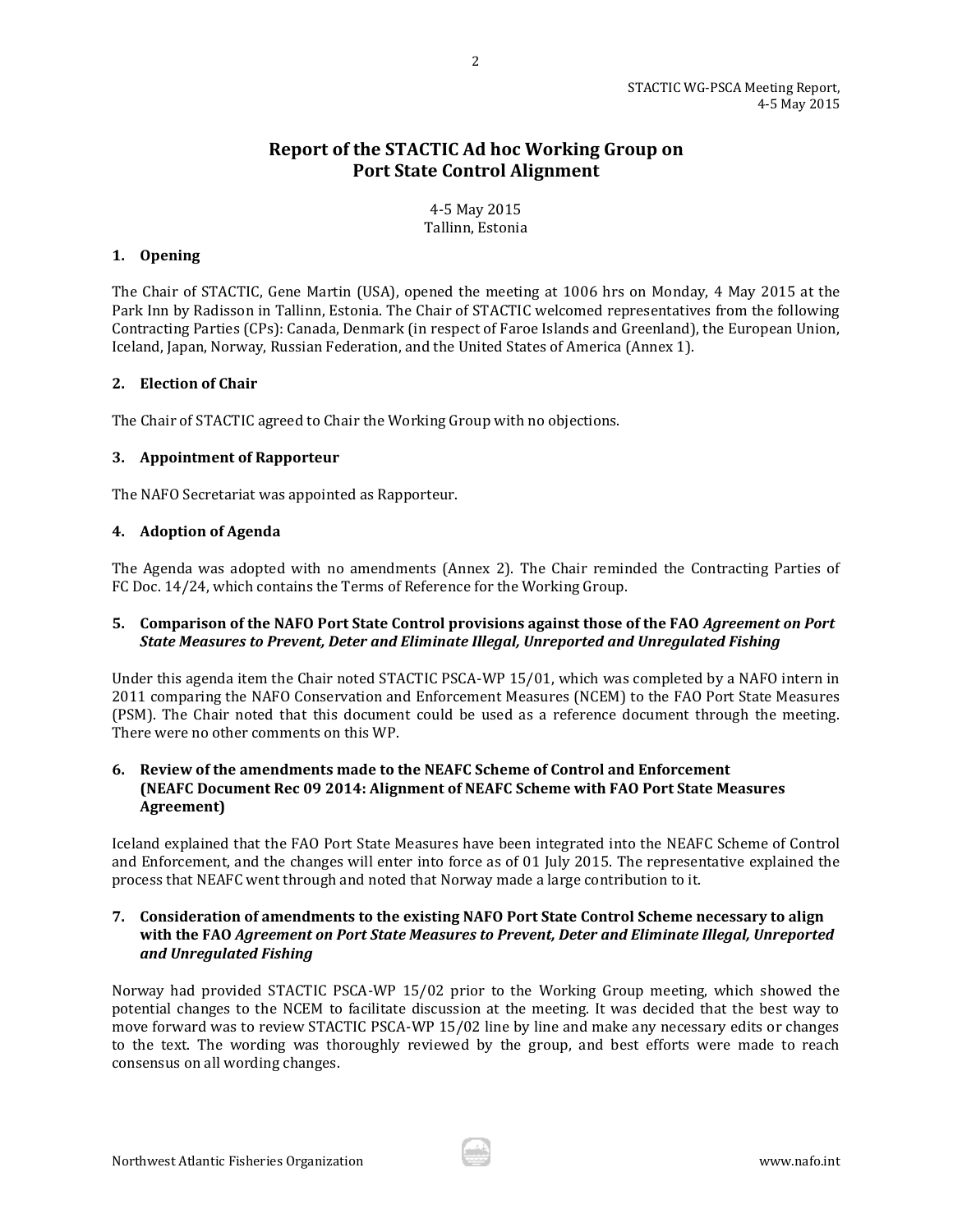# Report of the STACTIC Ad hoc Working Group on Port State Control Alignment

4-5 May 2015
Tallinn, Estonia

## 1. Opening

The Chair of STACTIC, Gene Martin (USA), opened the meeting at 1006 hrs on Monday, 4 May 2015 at the Park Inn by Radisson in Tallinn, Estonia. The Chair of STACTIC welcomed representatives from the following Contracting Parties (CPs): Canada, Denmark (in respect of Faroe Islands and Greenland), the European Union, Iceland, Japan, Norway, Russian Federation, and the United States of America (Annex 1).

## 2. Election of Chair

The Chair of STACTIC agreed to Chair the Working Group with no objections.

## 3. Appointment of Rapporteur

The NAFO Secretariat was appointed as Rapporteur.

## 4. Adoption of Agenda

The Agenda was adopted with no amendments (Annex 2). The Chair reminded the Contracting Parties of FC Doc. 14/24, which contains the Terms of Reference for the Working Group.

## 5. Comparison of the NAFO Port State Control provisions against those of the FAO *Agreement on Port State Measures to Prevent, Deter and Eliminate Illegal, Unreported and Unregulated Fishing*

Under this agenda item the Chair noted STACTIC PSCA-WP 15/01, which was completed by a NAFO intern in 2011 comparing the NAFO Conservation and Enforcement Measures (NCEM) to the FAO Port State Measures (PSM). The Chair noted that this document could be used as a reference document through the meeting. There were no other comments on this WP.

## 6. Review of the amendments made to the NEAFC Scheme of Control and Enforcement (NEAFC Document Rec 09 2014: Alignment of NEAFC Scheme with FAO Port State Measures Agreement)

Iceland explained that the FAO Port State Measures have been integrated into the NEAFC Scheme of Control and Enforcement, and the changes will enter into force as of 01 July 2015. The representative explained the process that NEAFC went through and noted that Norway made a large contribution to it.

## 7. Consideration of amendments to the existing NAFO Port State Control Scheme necessary to align with the FAO *Agreement on Port State Measures to Prevent, Deter and Eliminate Illegal, Unreported and Unregulated Fishing*

Norway had provided STACTIC PSCA-WP 15/02 prior to the Working Group meeting, which showed the potential changes to the NCEM to facilitate discussion at the meeting. It was decided that the best way to move forward was to review STACTIC PSCA-WP 15/02 line by line and make any necessary edits or changes to the text. The wording was thoroughly reviewed by the group, and best efforts were made to reach consensus on all wording changes.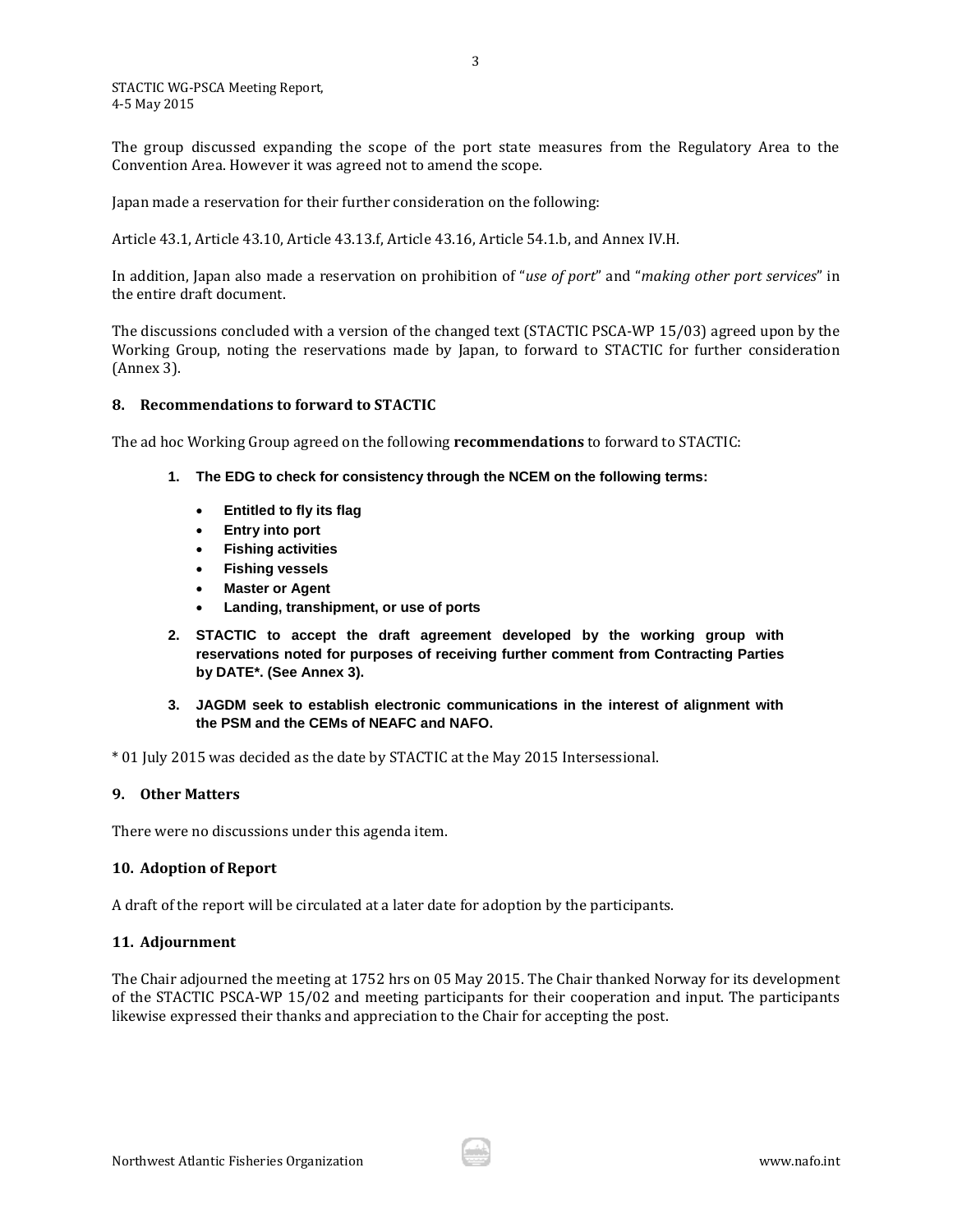The group discussed expanding the scope of the port state measures from the Regulatory Area to the Convention Area. However it was agreed not to amend the scope.

Japan made a reservation for their further consideration on the following:

Article 43.1, Article 43.10, Article 43.13.f, Article 43.16, Article 54.1.b, and Annex IV.H.

In addition, Japan also made a reservation on prohibition of "*use of port*" and "*making other port services*" in the entire draft document.

The discussions concluded with a version of the changed text (STACTIC PSCA-WP 15/03) agreed upon by the Working Group, noting the reservations made by Japan, to forward to STACTIC for further consideration (Annex 3).

### 8. Recommendations to forward to STACTIC

The ad hoc Working Group agreed on the following **recommendations** to forward to STACTIC:

1. **The EDG to check for consistency through the NCEM on the following terms:**
   - **Entitled to fly its flag**
   - **Entry into port**
   - **Fishing activities**
   - **Fishing vessels**
   - **Master or Agent**
   - **Landing, transhipment, or use of ports**
2. **STACTIC to accept the draft agreement developed by the working group with reservations noted for purposes of receiving further comment from Contracting Parties by DATE*. (See Annex 3).**
3. **JAGDM seek to establish electronic communications in the interest of alignment with the PSM and the CEMs of NEAFC and NAFO.**

* 01 July 2015 was decided as the date by STACTIC at the May 2015 Intersessional.

### 9. Other Matters

There were no discussions under this agenda item.

### 10. Adoption of Report

A draft of the report will be circulated at a later date for adoption by the participants.

### 11. Adjournment

The Chair adjourned the meeting at 1752 hrs on 05 May 2015. The Chair thanked Norway for its development of the STACTIC PSCA-WP 15/02 and meeting participants for their cooperation and input. The participants likewise expressed their thanks and appreciation to the Chair for accepting the post.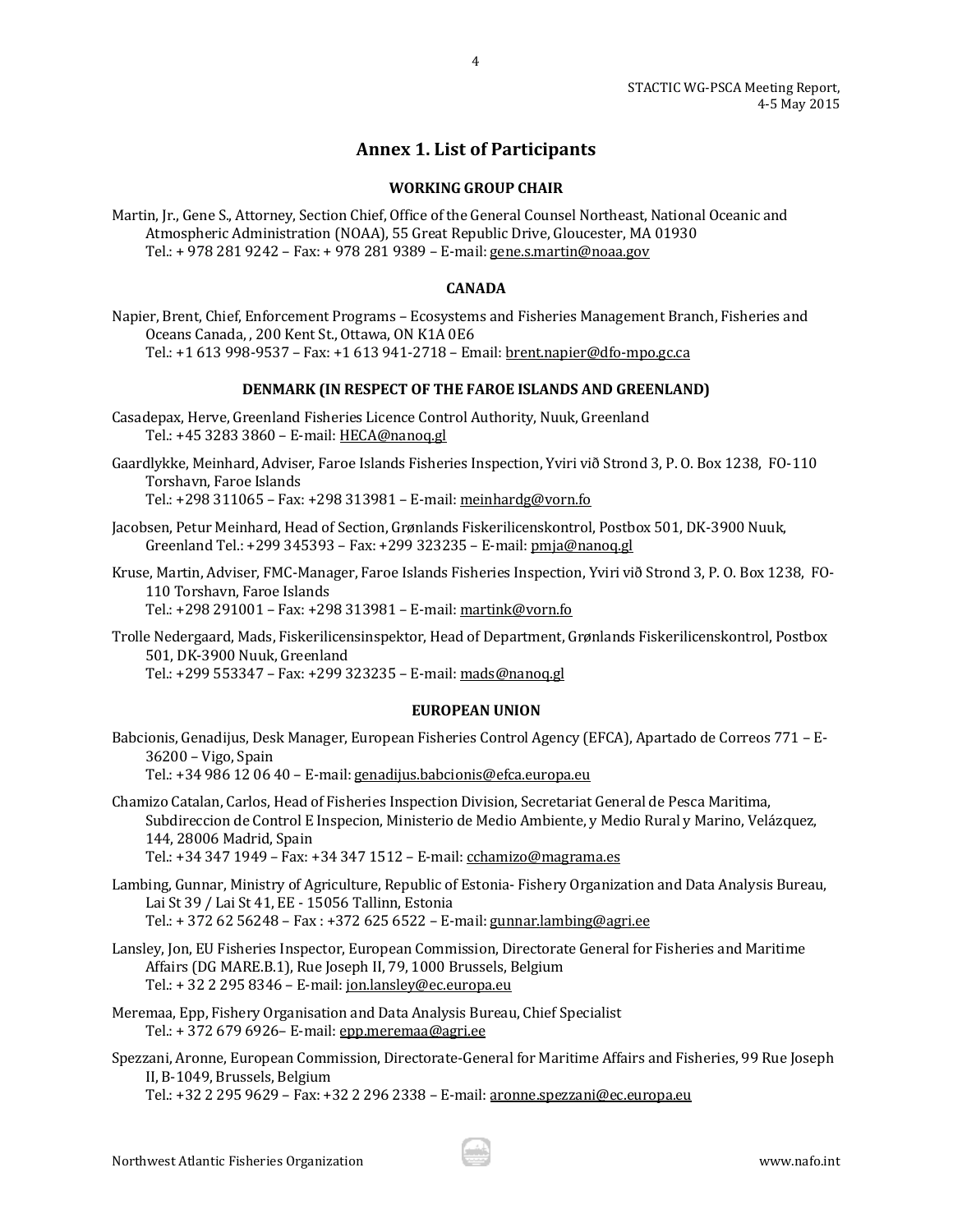## Annex 1. List of Participants

### WORKING GROUP CHAIR

Martin, Jr., Gene S., Attorney, Section Chief, Office of the General Counsel Northeast, National Oceanic and Atmospheric Administration (NOAA), 55 Great Republic Drive, Gloucester, MA 01930
Tel.: + 978 281 9242 – Fax: + 978 281 9389 – E-mail: gene.s.martin@noaa.gov

### CANADA

Napier, Brent, Chief, Enforcement Programs – Ecosystems and Fisheries Management Branch, Fisheries and Oceans Canada, , 200 Kent St., Ottawa, ON K1A 0E6
Tel.: +1 613 998-9537 – Fax: +1 613 941-2718 – Email: brent.napier@dfo-mpo.gc.ca

### DENMARK (IN RESPECT OF THE FAROE ISLANDS AND GREENLAND)

Casadepax, Herve, Greenland Fisheries Licence Control Authority, Nuuk, Greenland
Tel.: +45 3283 3860 – E-mail: HECA@nanoq.gl

Gaardlykke, Meinhard, Adviser, Faroe Islands Fisheries Inspection, Yviri við Strond 3, P. O. Box 1238, FO-110 Torshavn, Faroe Islands
Tel.: +298 311065 – Fax: +298 313981 – E-mail: meinhardg@vorn.fo

Jacobsen, Petur Meinhard, Head of Section, Grønlands Fiskerilicenskontrol, Postbox 501, DK-3900 Nuuk, Greenland Tel.: +299 345393 – Fax: +299 323235 – E-mail: pmja@nanoq.gl

Kruse, Martin, Adviser, FMC-Manager, Faroe Islands Fisheries Inspection, Yviri við Strond 3, P. O. Box 1238, FO-110 Torshavn, Faroe Islands
Tel.: +298 291001 – Fax: +298 313981 – E-mail: martink@vorn.fo

Trolle Nedergaard, Mads, Fiskerilicensinspektor, Head of Department, Grønlands Fiskerilicenskontrol, Postbox 501, DK-3900 Nuuk, Greenland
Tel.: +299 553347 – Fax: +299 323235 – E-mail: mads@nanoq.gl

### EUROPEAN UNION

Babcionis, Genadijus, Desk Manager, European Fisheries Control Agency (EFCA), Apartado de Correos 771 – E-36200 – Vigo, Spain
Tel.: +34 986 12 06 40 – E-mail: genadijus.babcionis@efca.europa.eu

Chamizo Catalan, Carlos, Head of Fisheries Inspection Division, Secretariat General de Pesca Maritima, Subdireccion de Control E Inspecion, Ministerio de Medio Ambiente, y Medio Rural y Marino, Velázquez, 144, 28006 Madrid, Spain
Tel.: +34 347 1949 – Fax: +34 347 1512 – E-mail: cchamizo@magrama.es

Lambing, Gunnar, Ministry of Agriculture, Republic of Estonia- Fishery Organization and Data Analysis Bureau, Lai St 39 / Lai St 41, EE - 15056 Tallinn, Estonia
Tel.: + 372 62 56248 – Fax : +372 625 6522 – E-mail: gunnar.lambing@agri.ee

Lansley, Jon, EU Fisheries Inspector, European Commission, Directorate General for Fisheries and Maritime Affairs (DG MARE.B.1), Rue Joseph II, 79, 1000 Brussels, Belgium
Tel.: + 32 2 295 8346 – E-mail: jon.lansley@ec.europa.eu

Meremaa, Epp, Fishery Organisation and Data Analysis Bureau, Chief Specialist
Tel.: + 372 679 6926– E-mail: epp.meremaa@agri.ee

Spezzani, Aronne, European Commission, Directorate-General for Maritime Affairs and Fisheries, 99 Rue Joseph II, B-1049, Brussels, Belgium
Tel.: +32 2 295 9629 – Fax: +32 2 296 2338 – E-mail: aronne.spezzani@ec.europa.eu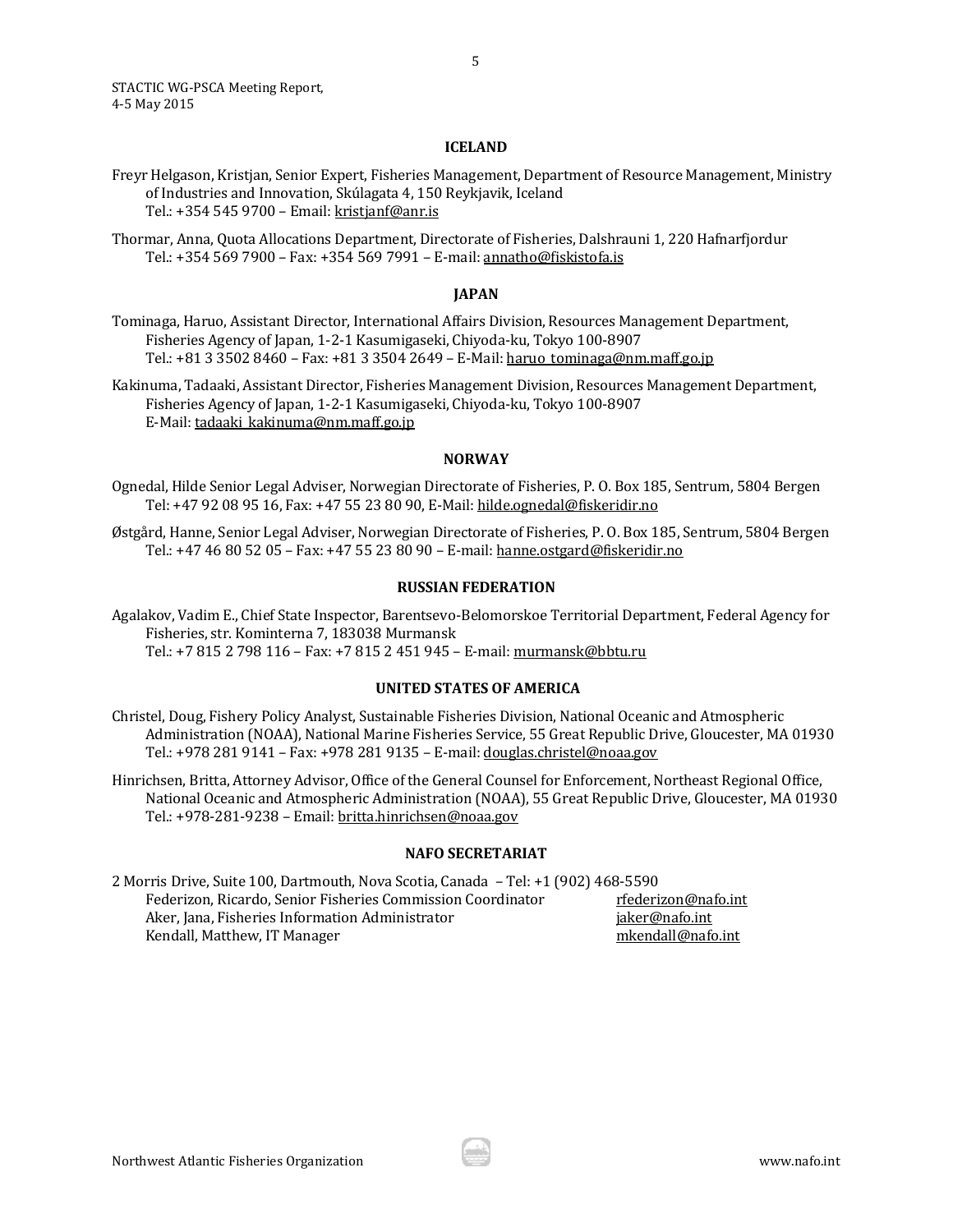## ICELAND

Freyr Helgason, Kristjan, Senior Expert, Fisheries Management, Department of Resource Management, Ministry of Industries and Innovation, Skúlagata 4, 150 Reykjavik, Iceland
Tel.: +354 545 9700 – Email: kristjanf@anr.is

Thormar, Anna, Quota Allocations Department, Directorate of Fisheries, Dalshrauni 1, 220 Hafnarfjordur
Tel.: +354 569 7900 – Fax: +354 569 7991 – E-mail: annatho@fiskistofa.is

## JAPAN

Tominaga, Haruo, Assistant Director, International Affairs Division, Resources Management Department, Fisheries Agency of Japan, 1-2-1 Kasumigaseki, Chiyoda-ku, Tokyo 100-8907
Tel.: +81 3 3502 8460 – Fax: +81 3 3504 2649 – E-Mail: haruo_tominaga@nm.maff.go.jp

Kakinuma, Tadaaki, Assistant Director, Fisheries Management Division, Resources Management Department, Fisheries Agency of Japan, 1-2-1 Kasumigaseki, Chiyoda-ku, Tokyo 100-8907
E-Mail: tadaaki_kakinuma@nm.maff.go.jp

## NORWAY

Ognedal, Hilde Senior Legal Adviser, Norwegian Directorate of Fisheries, P. O. Box 185, Sentrum, 5804 Bergen
Tel: +47 92 08 95 16, Fax: +47 55 23 80 90, E-Mail: hilde.ognedal@fiskeridir.no

Østgård, Hanne, Senior Legal Adviser, Norwegian Directorate of Fisheries, P. O. Box 185, Sentrum, 5804 Bergen
Tel.: +47 46 80 52 05 – Fax: +47 55 23 80 90 – E-mail: hanne.ostgard@fiskeridir.no

## RUSSIAN FEDERATION

Agalakov, Vadim E., Chief State Inspector, Barentsevo-Belomorskoe Territorial Department, Federal Agency for Fisheries, str. Kominterna 7, 183038 Murmansk
Tel.: +7 815 2 798 116 – Fax: +7 815 2 451 945 – E-mail: murmansk@bbtu.ru

## UNITED STATES OF AMERICA

Christel, Doug, Fishery Policy Analyst, Sustainable Fisheries Division, National Oceanic and Atmospheric Administration (NOAA), National Marine Fisheries Service, 55 Great Republic Drive, Gloucester, MA 01930
Tel.: +978 281 9141 – Fax: +978 281 9135 – E-mail: douglas.christel@noaa.gov

Hinrichsen, Britta, Attorney Advisor, Office of the General Counsel for Enforcement, Northeast Regional Office, National Oceanic and Atmospheric Administration (NOAA), 55 Great Republic Drive, Gloucester, MA 01930
Tel.: +978-281-9238 – Email: britta.hinrichsen@noaa.gov

## NAFO SECRETARIAT

2 Morris Drive, Suite 100, Dartmouth, Nova Scotia, Canada – Tel: +1 (902) 468-5590

Federizon, Ricardo, Senior Fisheries Commission Coordinator rfederizon@nafo.int
Aker, Jana, Fisheries Information Administrator jaker@nafo.int
Kendall, Matthew, IT Manager mkendall@nafo.int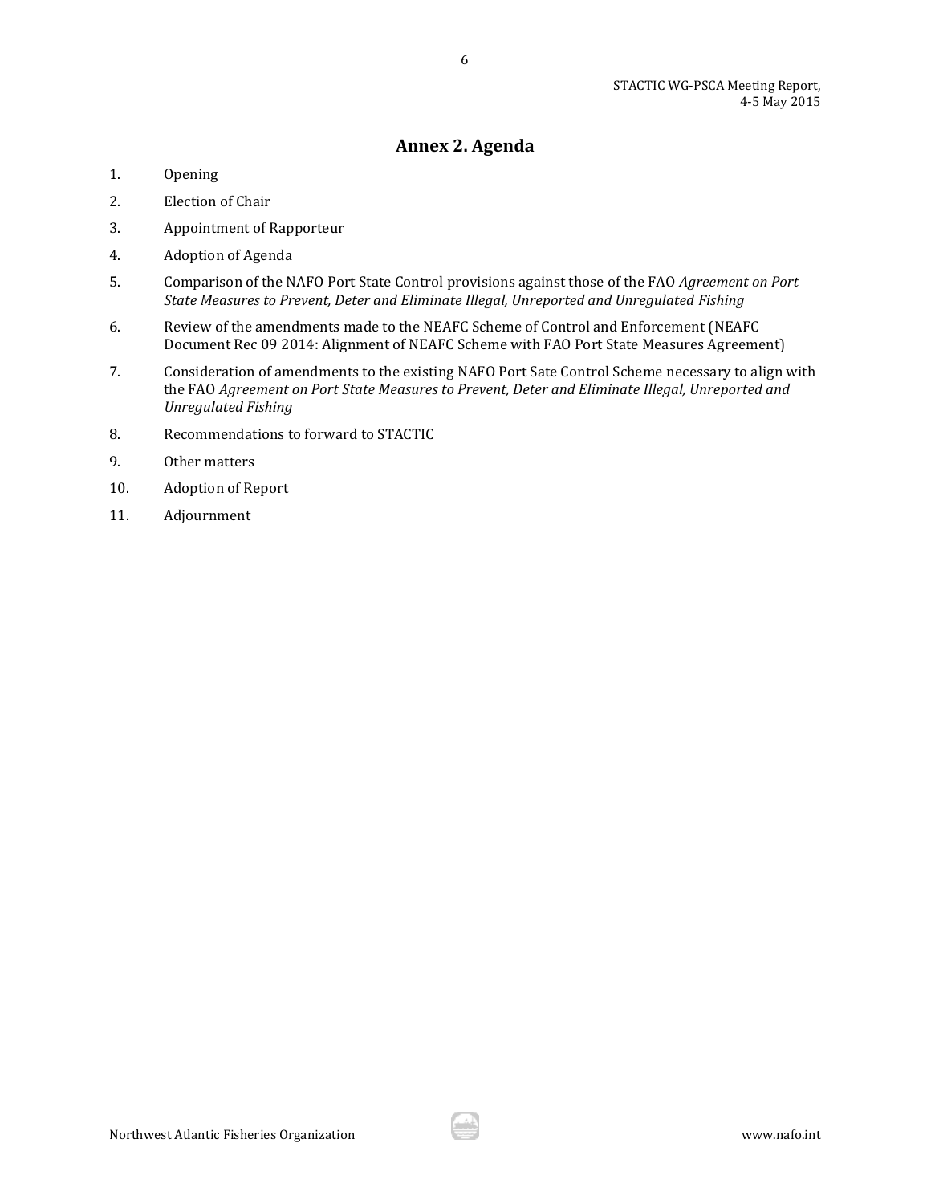## Annex 2. Agenda

1. Opening
2. Election of Chair
3. Appointment of Rapporteur
4. Adoption of Agenda
5. Comparison of the NAFO Port State Control provisions against those of the FAO *Agreement on Port State Measures to Prevent, Deter and Eliminate Illegal, Unreported and Unregulated Fishing*
6. Review of the amendments made to the NEAFC Scheme of Control and Enforcement (NEAFC Document Rec 09 2014: Alignment of NEAFC Scheme with FAO Port State Measures Agreement)
7. Consideration of amendments to the existing NAFO Port Sate Control Scheme necessary to align with the FAO *Agreement on Port State Measures to Prevent, Deter and Eliminate Illegal, Unreported and Unregulated Fishing*
8. Recommendations to forward to STACTIC
9. Other matters
10. Adoption of Report
11. Adjournment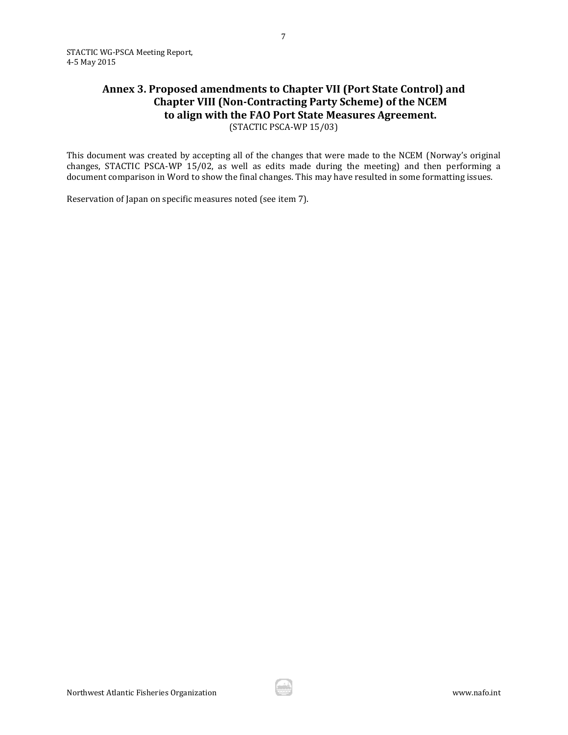## Annex 3. Proposed amendments to Chapter VII (Port State Control) and Chapter VIII (Non-Contracting Party Scheme) of the NCEM to align with the FAO Port State Measures Agreement.

(STACTIC PSCA-WP 15/03)

This document was created by accepting all of the changes that were made to the NCEM (Norway's original changes, STACTIC PSCA-WP 15/02, as well as edits made during the meeting) and then performing a document comparison in Word to show the final changes. This may have resulted in some formatting issues.

Reservation of Japan on specific measures noted (see item 7).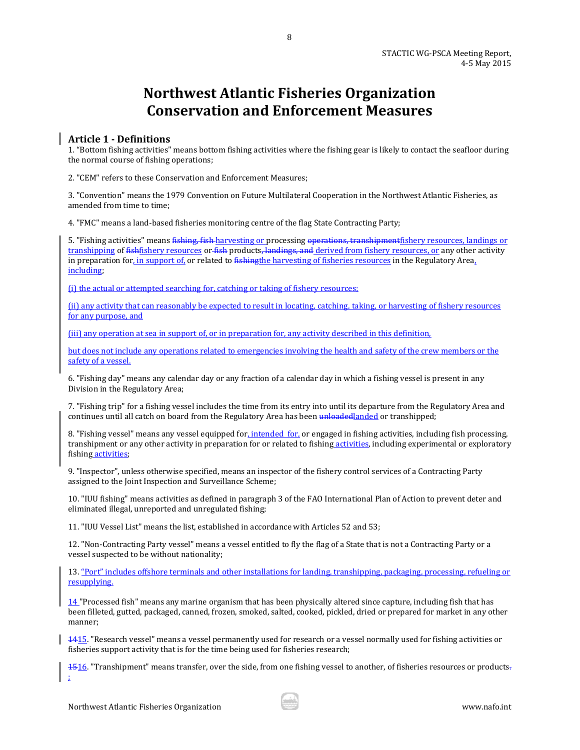# Northwest Atlantic Fisheries Organization Conservation and Enforcement Measures

## Article 1 - Definitions

1. "Bottom fishing activities" means bottom fishing activities where the fishing gear is likely to contact the seafloor during the normal course of fishing operations;

2. "CEM" refers to these Conservation and Enforcement Measures;

3. "Convention" means the 1979 Convention on Future Multilateral Cooperation in the Northwest Atlantic Fisheries, as amended from time to time;

4. "FMC" means a land-based fisheries monitoring centre of the flag State Contracting Party;

5. "Fishing activities" means ~~fishing, fish~~ harvesting or processing ~~operations, transhipment~~fishery resources, landings or transhipping of ~~fish~~fishery resources or ~~fish~~ products~~, landings, and~~ derived from fishery resources, or any other activity in preparation for, in support of, or related to ~~fishing~~the harvesting of fisheries resources in the Regulatory Area, including;

(i) the actual or attempted searching for, catching or taking of fishery resources;

(ii) any activity that can reasonably be expected to result in locating, catching, taking, or harvesting of fishery resources for any purpose, and

(iii) any operation at sea in support of, or in preparation for, any activity described in this definition,

but does not include any operations related to emergencies involving the health and safety of the crew members or the safety of a vessel.

6. "Fishing day" means any calendar day or any fraction of a calendar day in which a fishing vessel is present in any Division in the Regulatory Area;

7. "Fishing trip" for a fishing vessel includes the time from its entry into until its departure from the Regulatory Area and continues until all catch on board from the Regulatory Area has been ~~unloaded~~landed or transhipped;

8. "Fishing vessel" means any vessel equipped for, intended for, or engaged in fishing activities, including fish processing, transhipment or any other activity in preparation for or related to fishing activities, including experimental or exploratory fishing activities;

9. "Inspector", unless otherwise specified, means an inspector of the fishery control services of a Contracting Party assigned to the Joint Inspection and Surveillance Scheme;

10. "IUU fishing" means activities as defined in paragraph 3 of the FAO International Plan of Action to prevent deter and eliminated illegal, unreported and unregulated fishing;

11. "IUU Vessel List" means the list, established in accordance with Articles 52 and 53;

12. "Non-Contracting Party vessel" means a vessel entitled to fly the flag of a State that is not a Contracting Party or a vessel suspected to be without nationality;

13. "Port" includes offshore terminals and other installations for landing, transhipping, packaging, processing, refueling or resupplying.

14 "Processed fish" means any marine organism that has been physically altered since capture, including fish that has been filleted, gutted, packaged, canned, frozen, smoked, salted, cooked, pickled, dried or prepared for market in any other manner;

~~14~~15. "Research vessel" means a vessel permanently used for research or a vessel normally used for fishing activities or fisheries support activity that is for the time being used for fisheries research;

~~15~~16. "Transhipment" means transfer, over the side, from one fishing vessel to another, of fisheries resources or products~~.~~ ;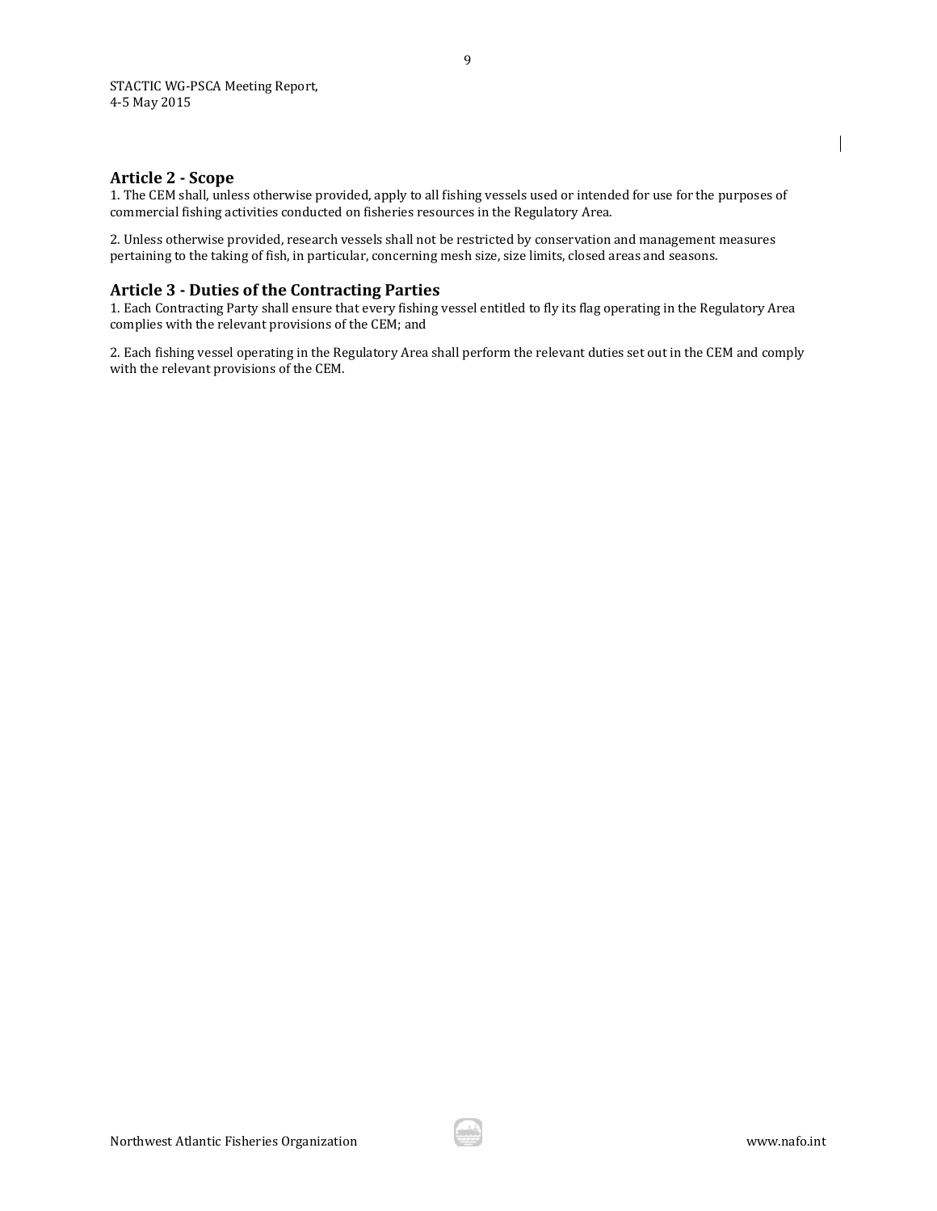## Article 2 - Scope

1. The CEM shall, unless otherwise provided, apply to all fishing vessels used or intended for use for the purposes of commercial fishing activities conducted on fisheries resources in the Regulatory Area.

2. Unless otherwise provided, research vessels shall not be restricted by conservation and management measures pertaining to the taking of fish, in particular, concerning mesh size, size limits, closed areas and seasons.

## Article 3 - Duties of the Contracting Parties

1. Each Contracting Party shall ensure that every fishing vessel entitled to fly its flag operating in the Regulatory Area complies with the relevant provisions of the CEM; and

2. Each fishing vessel operating in the Regulatory Area shall perform the relevant duties set out in the CEM and comply with the relevant provisions of the CEM.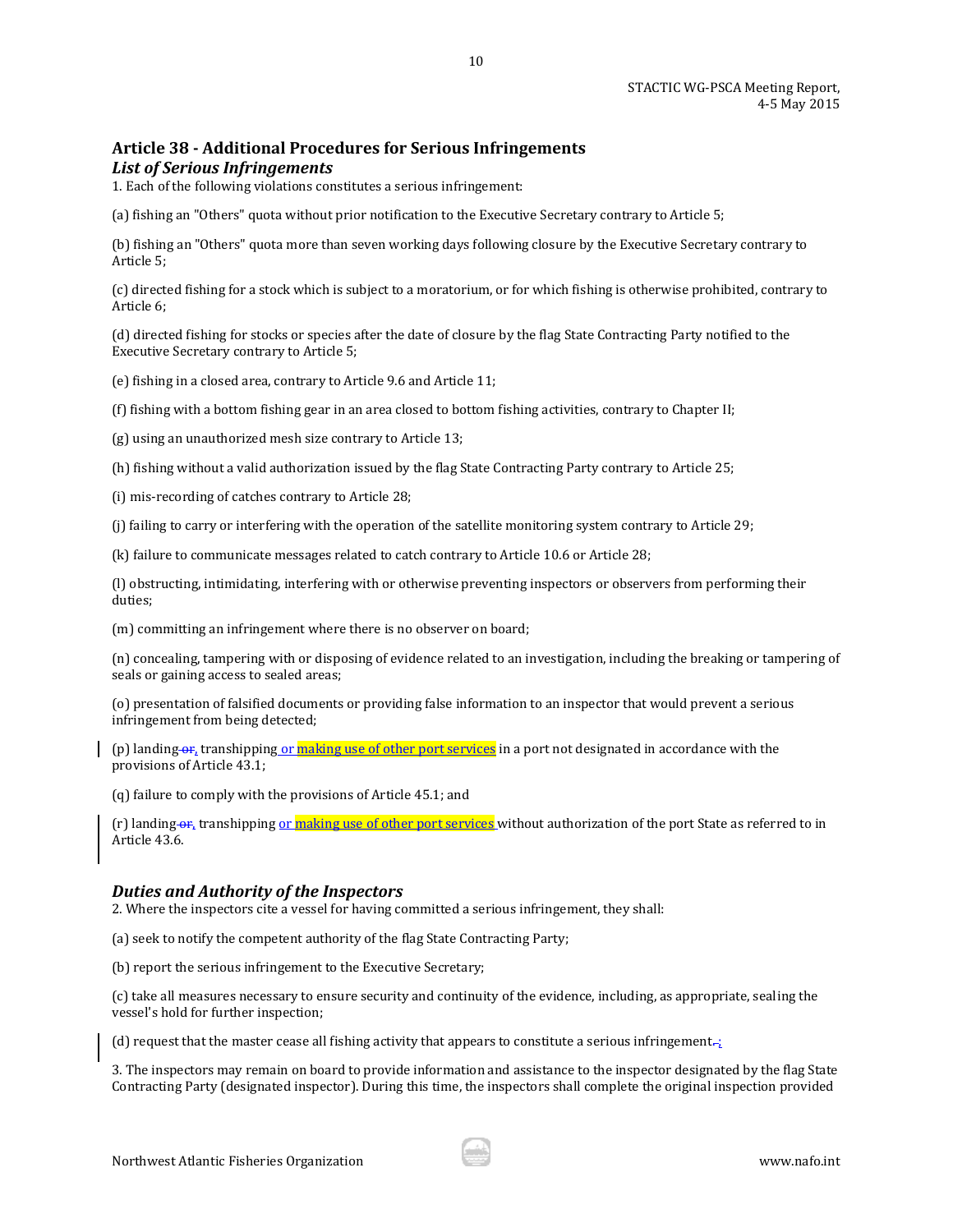## Article 38 - Additional Procedures for Serious Infringements

### *List of Serious Infringements*

1. Each of the following violations constitutes a serious infringement:

(a) fishing an "Others" quota without prior notification to the Executive Secretary contrary to Article 5;

(b) fishing an "Others" quota more than seven working days following closure by the Executive Secretary contrary to Article 5;

(c) directed fishing for a stock which is subject to a moratorium, or for which fishing is otherwise prohibited, contrary to Article 6;

(d) directed fishing for stocks or species after the date of closure by the flag State Contracting Party notified to the Executive Secretary contrary to Article 5;

(e) fishing in a closed area, contrary to Article 9.6 and Article 11;

(f) fishing with a bottom fishing gear in an area closed to bottom fishing activities, contrary to Chapter II;

(g) using an unauthorized mesh size contrary to Article 13;

(h) fishing without a valid authorization issued by the flag State Contracting Party contrary to Article 25;

(i) mis-recording of catches contrary to Article 28;

(j) failing to carry or interfering with the operation of the satellite monitoring system contrary to Article 29;

(k) failure to communicate messages related to catch contrary to Article 10.6 or Article 28;

(l) obstructing, intimidating, interfering with or otherwise preventing inspectors or observers from performing their duties;

(m) committing an infringement where there is no observer on board;

(n) concealing, tampering with or disposing of evidence related to an investigation, including the breaking or tampering of seals or gaining access to sealed areas;

(o) presentation of falsified documents or providing false information to an inspector that would prevent a serious infringement from being detected;

(p) landing ~~or~~, transhipping or making use of other port services in a port not designated in accordance with the provisions of Article 43.1;

(q) failure to comply with the provisions of Article 45.1; and

(r) landing ~~or~~, transhipping or making use of other port services without authorization of the port State as referred to in Article 43.6.

### *Duties and Authority of the Inspectors*

2. Where the inspectors cite a vessel for having committed a serious infringement, they shall:

(a) seek to notify the competent authority of the flag State Contracting Party;

(b) report the serious infringement to the Executive Secretary;

(c) take all measures necessary to ensure security and continuity of the evidence, including, as appropriate, sealing the vessel's hold for further inspection;

(d) request that the master cease all fishing activity that appears to constitute a serious infringement~~.~~;

3. The inspectors may remain on board to provide information and assistance to the inspector designated by the flag State Contracting Party (designated inspector). During this time, the inspectors shall complete the original inspection provided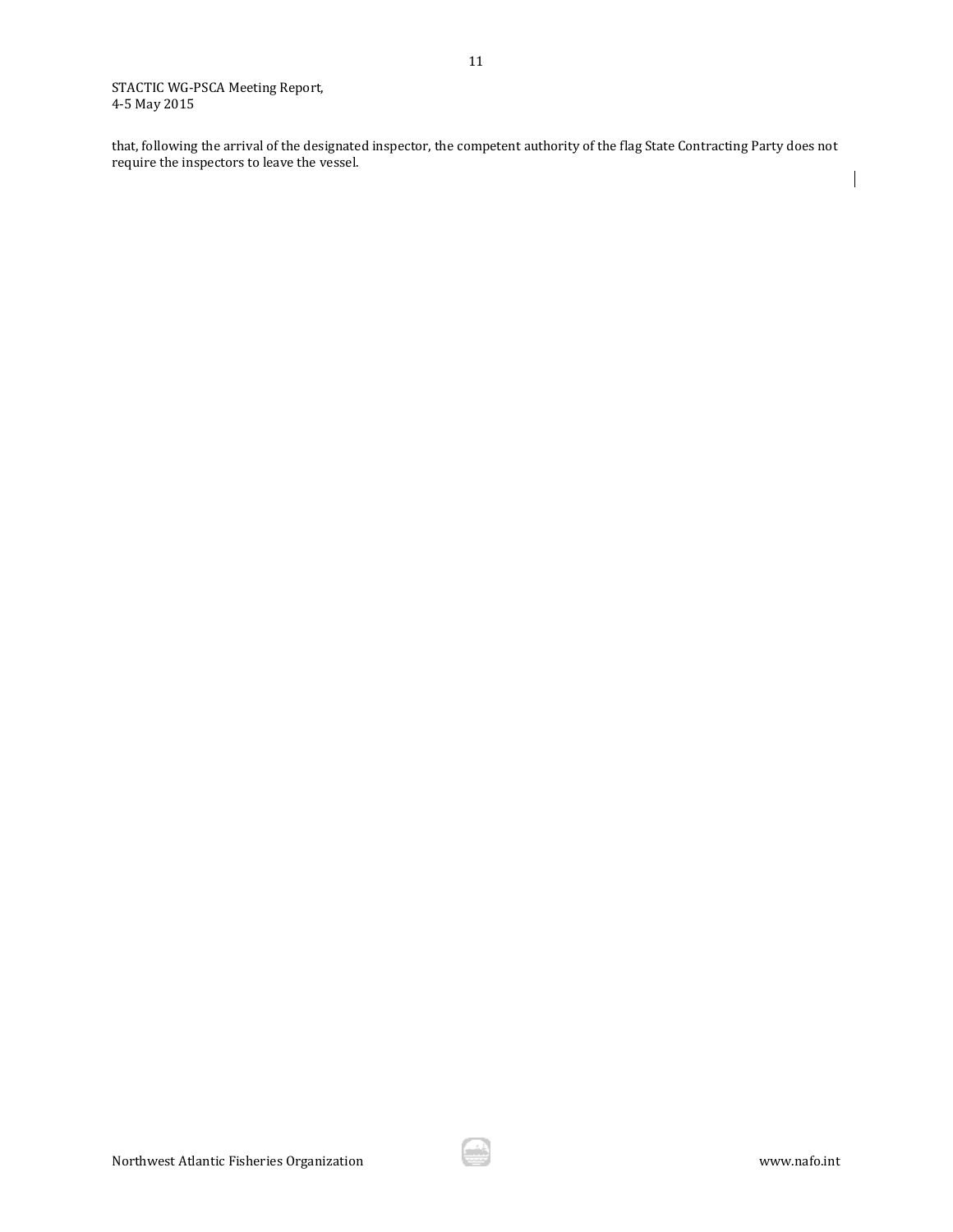that, following the arrival of the designated inspector, the competent authority of the flag State Contracting Party does not require the inspectors to leave the vessel.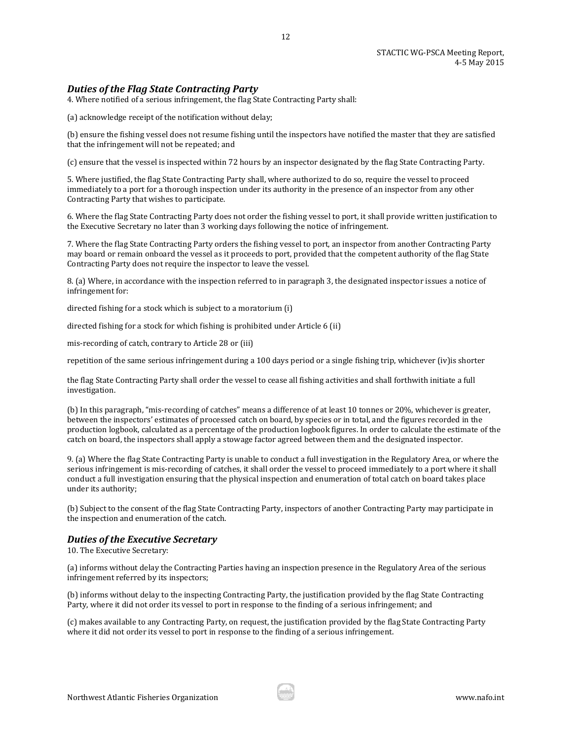### *Duties of the Flag State Contracting Party*

4. Where notified of a serious infringement, the flag State Contracting Party shall:

(a) acknowledge receipt of the notification without delay;

(b) ensure the fishing vessel does not resume fishing until the inspectors have notified the master that they are satisfied that the infringement will not be repeated; and

(c) ensure that the vessel is inspected within 72 hours by an inspector designated by the flag State Contracting Party.

5. Where justified, the flag State Contracting Party shall, where authorized to do so, require the vessel to proceed immediately to a port for a thorough inspection under its authority in the presence of an inspector from any other Contracting Party that wishes to participate.

6. Where the flag State Contracting Party does not order the fishing vessel to port, it shall provide written justification to the Executive Secretary no later than 3 working days following the notice of infringement.

7. Where the flag State Contracting Party orders the fishing vessel to port, an inspector from another Contracting Party may board or remain onboard the vessel as it proceeds to port, provided that the competent authority of the flag State Contracting Party does not require the inspector to leave the vessel.

8. (a) Where, in accordance with the inspection referred to in paragraph 3, the designated inspector issues a notice of infringement for:

directed fishing for a stock which is subject to a moratorium (i)

directed fishing for a stock for which fishing is prohibited under Article 6 (ii)

mis-recording of catch, contrary to Article 28 or (iii)

repetition of the same serious infringement during a 100 days period or a single fishing trip, whichever (iv)is shorter

the flag State Contracting Party shall order the vessel to cease all fishing activities and shall forthwith initiate a full investigation.

(b) In this paragraph, "mis-recording of catches" means a difference of at least 10 tonnes or 20%, whichever is greater, between the inspectors' estimates of processed catch on board, by species or in total, and the figures recorded in the production logbook, calculated as a percentage of the production logbook figures. In order to calculate the estimate of the catch on board, the inspectors shall apply a stowage factor agreed between them and the designated inspector.

9. (a) Where the flag State Contracting Party is unable to conduct a full investigation in the Regulatory Area, or where the serious infringement is mis-recording of catches, it shall order the vessel to proceed immediately to a port where it shall conduct a full investigation ensuring that the physical inspection and enumeration of total catch on board takes place under its authority;

(b) Subject to the consent of the flag State Contracting Party, inspectors of another Contracting Party may participate in the inspection and enumeration of the catch.

### *Duties of the Executive Secretary*

10. The Executive Secretary:

(a) informs without delay the Contracting Parties having an inspection presence in the Regulatory Area of the serious infringement referred by its inspectors;

(b) informs without delay to the inspecting Contracting Party, the justification provided by the flag State Contracting Party, where it did not order its vessel to port in response to the finding of a serious infringement; and

(c) makes available to any Contracting Party, on request, the justification provided by the flag State Contracting Party where it did not order its vessel to port in response to the finding of a serious infringement.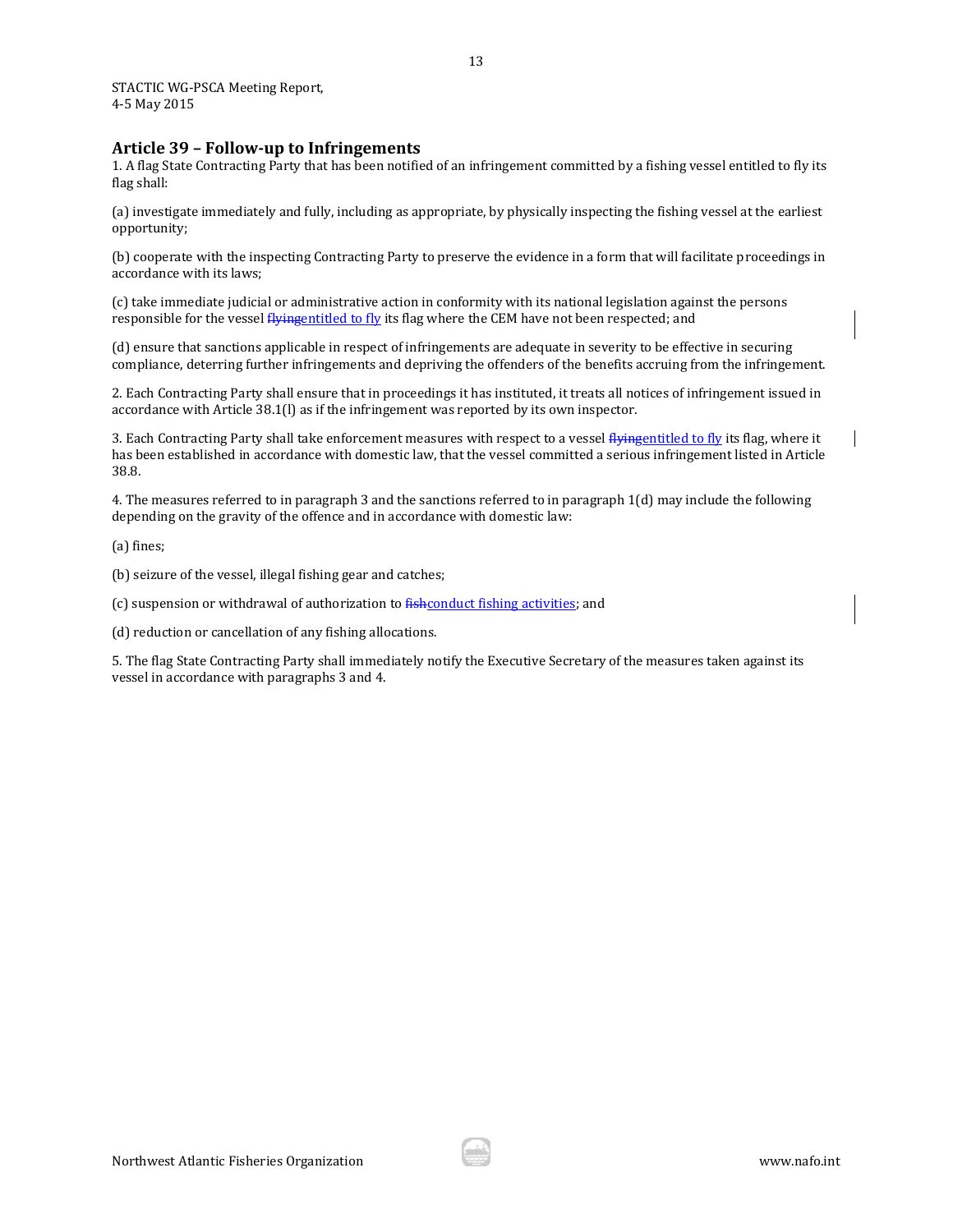## Article 39 – Follow-up to Infringements

1. A flag State Contracting Party that has been notified of an infringement committed by a fishing vessel entitled to fly its flag shall:

(a) investigate immediately and fully, including as appropriate, by physically inspecting the fishing vessel at the earliest opportunity;

(b) cooperate with the inspecting Contracting Party to preserve the evidence in a form that will facilitate proceedings in accordance with its laws;

(c) take immediate judicial or administrative action in conformity with its national legislation against the persons responsible for the vessel ~~flying~~entitled to fly its flag where the CEM have not been respected; and

(d) ensure that sanctions applicable in respect of infringements are adequate in severity to be effective in securing compliance, deterring further infringements and depriving the offenders of the benefits accruing from the infringement.

2. Each Contracting Party shall ensure that in proceedings it has instituted, it treats all notices of infringement issued in accordance with Article 38.1(l) as if the infringement was reported by its own inspector.

3. Each Contracting Party shall take enforcement measures with respect to a vessel ~~flying~~entitled to fly its flag, where it has been established in accordance with domestic law, that the vessel committed a serious infringement listed in Article 38.8.

4. The measures referred to in paragraph 3 and the sanctions referred to in paragraph 1(d) may include the following depending on the gravity of the offence and in accordance with domestic law:

(a) fines;

(b) seizure of the vessel, illegal fishing gear and catches;

(c) suspension or withdrawal of authorization to ~~fish~~conduct fishing activities; and

(d) reduction or cancellation of any fishing allocations.

5. The flag State Contracting Party shall immediately notify the Executive Secretary of the measures taken against its vessel in accordance with paragraphs 3 and 4.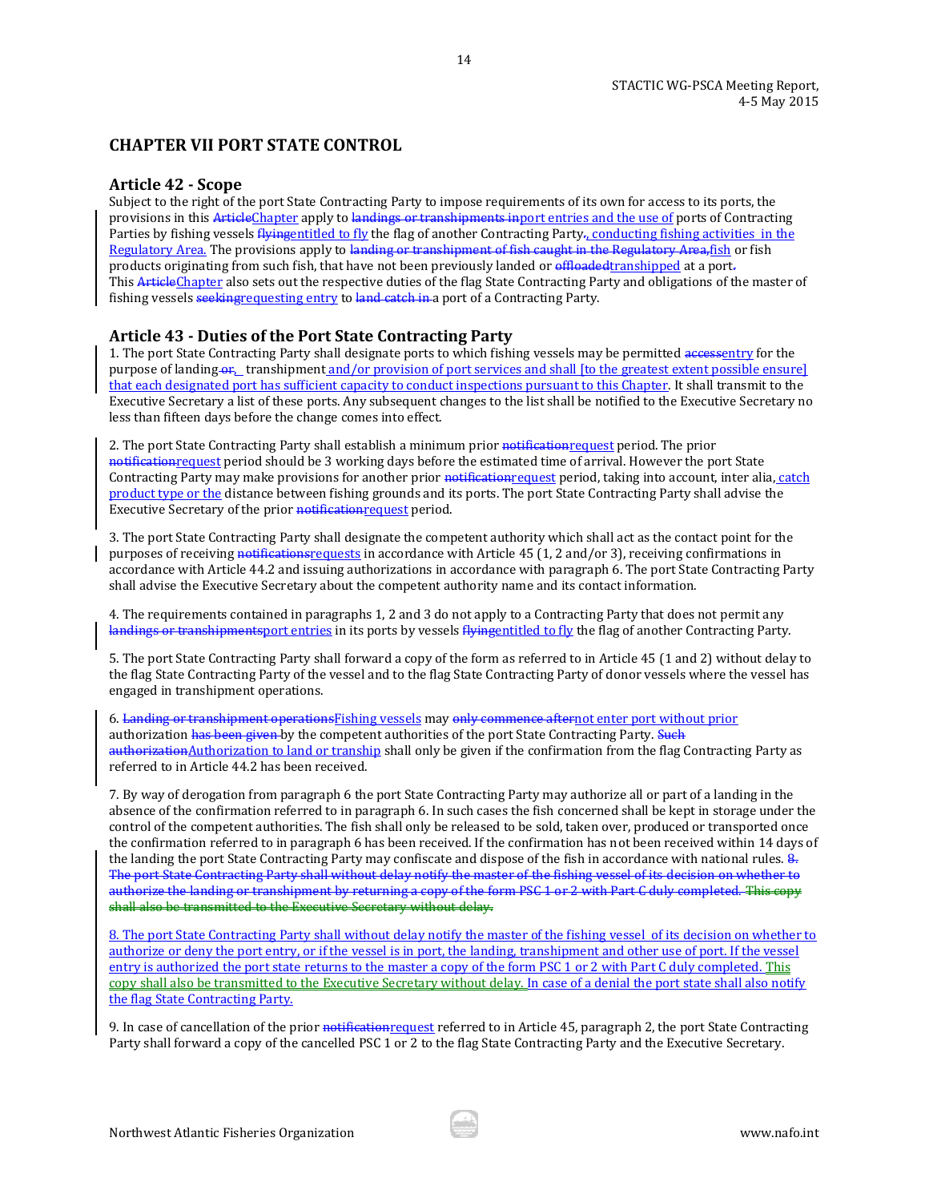## CHAPTER VII PORT STATE CONTROL

### Article 42 - Scope

Subject to the right of the port State Contracting Party to impose requirements of its own for access to its ports, the provisions in this ~~Article~~Chapter apply to ~~landings or transhipments in~~port entries and the use of ports of Contracting Parties by fishing vessels ~~flying~~entitled to fly the flag of another Contracting Party~~.~~, conducting fishing activities in the Regulatory Area. The provisions apply to ~~landing or transhipment of fish caught in the Regulatory Area,~~fish or fish products originating from such fish, that have not been previously landed or ~~offloaded~~transhipped at a port~~.~~
This ~~Article~~Chapter also sets out the respective duties of the flag State Contracting Party and obligations of the master of fishing vessels ~~seeking~~requesting entry to ~~land catch in~~ a port of a Contracting Party.

### Article 43 - Duties of the Port State Contracting Party

1. The port State Contracting Party shall designate ports to which fishing vessels may be permitted ~~access~~entry for the purpose of landing~~ or~~, transhipment and/or provision of port services and shall [to the greatest extent possible ensure] that each designated port has sufficient capacity to conduct inspections pursuant to this Chapter. It shall transmit to the Executive Secretary a list of these ports. Any subsequent changes to the list shall be notified to the Executive Secretary no less than fifteen days before the change comes into effect.

2. The port State Contracting Party shall establish a minimum prior ~~notification~~request period. The prior ~~notification~~request period should be 3 working days before the estimated time of arrival. However the port State Contracting Party may make provisions for another prior ~~notification~~request period, taking into account, inter alia, catch product type or the distance between fishing grounds and its ports. The port State Contracting Party shall advise the Executive Secretary of the prior ~~notification~~request period.

3. The port State Contracting Party shall designate the competent authority which shall act as the contact point for the purposes of receiving ~~notifications~~requests in accordance with Article 45 (1, 2 and/or 3), receiving confirmations in accordance with Article 44.2 and issuing authorizations in accordance with paragraph 6. The port State Contracting Party shall advise the Executive Secretary about the competent authority name and its contact information.

4. The requirements contained in paragraphs 1, 2 and 3 do not apply to a Contracting Party that does not permit any ~~landings or transhipments~~port entries in its ports by vessels ~~flying~~entitled to fly the flag of another Contracting Party.

5. The port State Contracting Party shall forward a copy of the form as referred to in Article 45 (1 and 2) without delay to the flag State Contracting Party of the vessel and to the flag State Contracting Party of donor vessels where the vessel has engaged in transhipment operations.

6. ~~Landing or transhipment operations~~Fishing vessels may ~~only commence after~~not enter port without prior authorization ~~has been given~~ by the competent authorities of the port State Contracting Party. ~~Such authorization~~Authorization to land or tranship shall only be given if the confirmation from the flag Contracting Party as referred to in Article 44.2 has been received.

7. By way of derogation from paragraph 6 the port State Contracting Party may authorize all or part of a landing in the absence of the confirmation referred to in paragraph 6. In such cases the fish concerned shall be kept in storage under the control of the competent authorities. The fish shall only be released to be sold, taken over, produced or transported once the confirmation referred to in paragraph 6 has been received. If the confirmation has not been received within 14 days of the landing the port State Contracting Party may confiscate and dispose of the fish in accordance with national rules. ~~8. The port State Contracting Party shall without delay notify the master of the fishing vessel of its decision on whether to authorize the landing or transhipment by returning a copy of the form PSC 1 or 2 with Part C duly completed. This copy shall also be transmitted to the Executive Secretary without delay.~~

8. The port State Contracting Party shall without delay notify the master of the fishing vessel of its decision on whether to authorize or deny the port entry, or if the vessel is in port, the landing, transhipment and other use of port. If the vessel entry is authorized the port state returns to the master a copy of the form PSC 1 or 2 with Part C duly completed. This copy shall also be transmitted to the Executive Secretary without delay. In case of a denial the port state shall also notify the flag State Contracting Party.

9. In case of cancellation of the prior ~~notification~~request referred to in Article 45, paragraph 2, the port State Contracting Party shall forward a copy of the cancelled PSC 1 or 2 to the flag State Contracting Party and the Executive Secretary.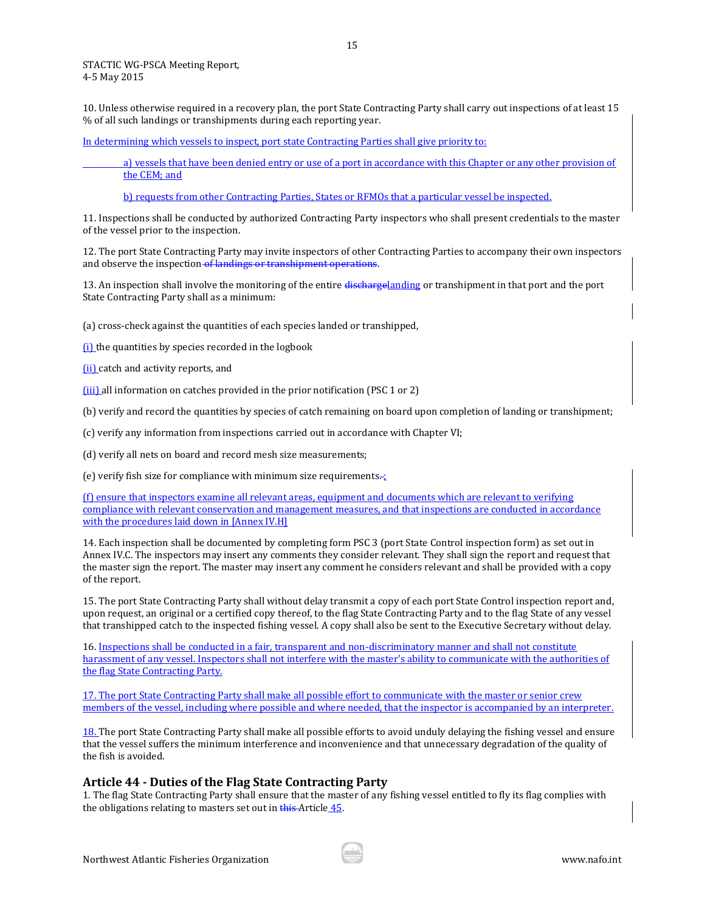10. Unless otherwise required in a recovery plan, the port State Contracting Party shall carry out inspections of at least 15 % of all such landings or transhipments during each reporting year.

In determining which vessels to inspect, port state Contracting Parties shall give priority to:

a) vessels that have been denied entry or use of a port in accordance with this Chapter or any other provision of the CEM; and

b) requests from other Contracting Parties, States or RFMOs that a particular vessel be inspected.

11. Inspections shall be conducted by authorized Contracting Party inspectors who shall present credentials to the master of the vessel prior to the inspection.

12. The port State Contracting Party may invite inspectors of other Contracting Parties to accompany their own inspectors and observe the inspection ~~of landings or transhipment operations~~.

13. An inspection shall involve the monitoring of the entire ~~discharge~~landing or transhipment in that port and the port State Contracting Party shall as a minimum:

(a) cross-check against the quantities of each species landed or transhipped,

(i) the quantities by species recorded in the logbook

(ii) catch and activity reports, and

(iii) all information on catches provided in the prior notification (PSC 1 or 2)

(b) verify and record the quantities by species of catch remaining on board upon completion of landing or transhipment;

(c) verify any information from inspections carried out in accordance with Chapter VI;

(d) verify all nets on board and record mesh size measurements;

(e) verify fish size for compliance with minimum size requirements~~.~~;

(f) ensure that inspectors examine all relevant areas, equipment and documents which are relevant to verifying compliance with relevant conservation and management measures, and that inspections are conducted in accordance with the procedures laid down in [Annex IV.H]

14. Each inspection shall be documented by completing form PSC 3 (port State Control inspection form) as set out in Annex IV.C. The inspectors may insert any comments they consider relevant. They shall sign the report and request that the master sign the report. The master may insert any comment he considers relevant and shall be provided with a copy of the report.

15. The port State Contracting Party shall without delay transmit a copy of each port State Control inspection report and, upon request, an original or a certified copy thereof, to the flag State Contracting Party and to the flag State of any vessel that transhipped catch to the inspected fishing vessel. A copy shall also be sent to the Executive Secretary without delay.

16. Inspections shall be conducted in a fair, transparent and non-discriminatory manner and shall not constitute harassment of any vessel. Inspectors shall not interfere with the master's ability to communicate with the authorities of the flag State Contracting Party.

17. The port State Contracting Party shall make all possible effort to communicate with the master or senior crew members of the vessel, including where possible and where needed, that the inspector is accompanied by an interpreter.

18. The port State Contracting Party shall make all possible efforts to avoid unduly delaying the fishing vessel and ensure that the vessel suffers the minimum interference and inconvenience and that unnecessary degradation of the quality of the fish is avoided.

## Article 44 - Duties of the Flag State Contracting Party

1. The flag State Contracting Party shall ensure that the master of any fishing vessel entitled to fly its flag complies with the obligations relating to masters set out in ~~this~~ Article 45.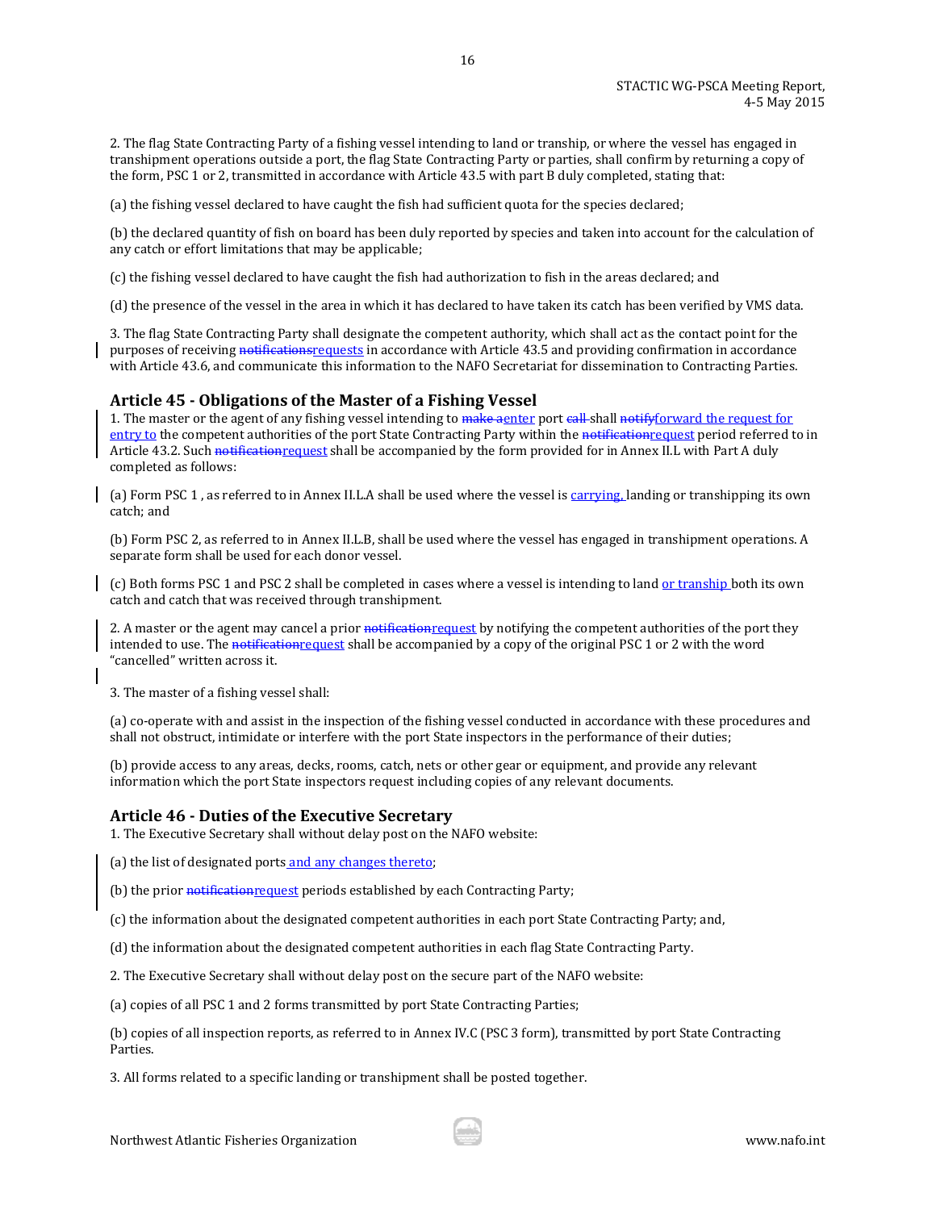2. The flag State Contracting Party of a fishing vessel intending to land or tranship, or where the vessel has engaged in transhipment operations outside a port, the flag State Contracting Party or parties, shall confirm by returning a copy of the form, PSC 1 or 2, transmitted in accordance with Article 43.5 with part B duly completed, stating that:

(a) the fishing vessel declared to have caught the fish had sufficient quota for the species declared;

(b) the declared quantity of fish on board has been duly reported by species and taken into account for the calculation of any catch or effort limitations that may be applicable;

(c) the fishing vessel declared to have caught the fish had authorization to fish in the areas declared; and

(d) the presence of the vessel in the area in which it has declared to have taken its catch has been verified by VMS data.

3. The flag State Contracting Party shall designate the competent authority, which shall act as the contact point for the purposes of receiving ~~notifications~~requests in accordance with Article 43.5 and providing confirmation in accordance with Article 43.6, and communicate this information to the NAFO Secretariat for dissemination to Contracting Parties.

## Article 45 - Obligations of the Master of a Fishing Vessel

1. The master or the agent of any fishing vessel intending to ~~make a~~enter port ~~call~~ shall ~~notify~~forward the request for entry to the competent authorities of the port State Contracting Party within the ~~notification~~request period referred to in Article 43.2. Such ~~notification~~request shall be accompanied by the form provided for in Annex II.L with Part A duly completed as follows:

(a) Form PSC 1 , as referred to in Annex II.L.A shall be used where the vessel is carrying, landing or transhipping its own catch; and

(b) Form PSC 2, as referred to in Annex II.L.B, shall be used where the vessel has engaged in transhipment operations. A separate form shall be used for each donor vessel.

(c) Both forms PSC 1 and PSC 2 shall be completed in cases where a vessel is intending to land or tranship both its own catch and catch that was received through transhipment.

2. A master or the agent may cancel a prior ~~notification~~request by notifying the competent authorities of the port they intended to use. The ~~notification~~request shall be accompanied by a copy of the original PSC 1 or 2 with the word "cancelled" written across it.

3. The master of a fishing vessel shall:

(a) co-operate with and assist in the inspection of the fishing vessel conducted in accordance with these procedures and shall not obstruct, intimidate or interfere with the port State inspectors in the performance of their duties;

(b) provide access to any areas, decks, rooms, catch, nets or other gear or equipment, and provide any relevant information which the port State inspectors request including copies of any relevant documents.

## Article 46 - Duties of the Executive Secretary

1. The Executive Secretary shall without delay post on the NAFO website:

(a) the list of designated ports and any changes thereto;

(b) the prior ~~notification~~request periods established by each Contracting Party;

(c) the information about the designated competent authorities in each port State Contracting Party; and,

(d) the information about the designated competent authorities in each flag State Contracting Party.

2. The Executive Secretary shall without delay post on the secure part of the NAFO website:

(a) copies of all PSC 1 and 2 forms transmitted by port State Contracting Parties;

(b) copies of all inspection reports, as referred to in Annex IV.C (PSC 3 form), transmitted by port State Contracting Parties.

3. All forms related to a specific landing or transhipment shall be posted together.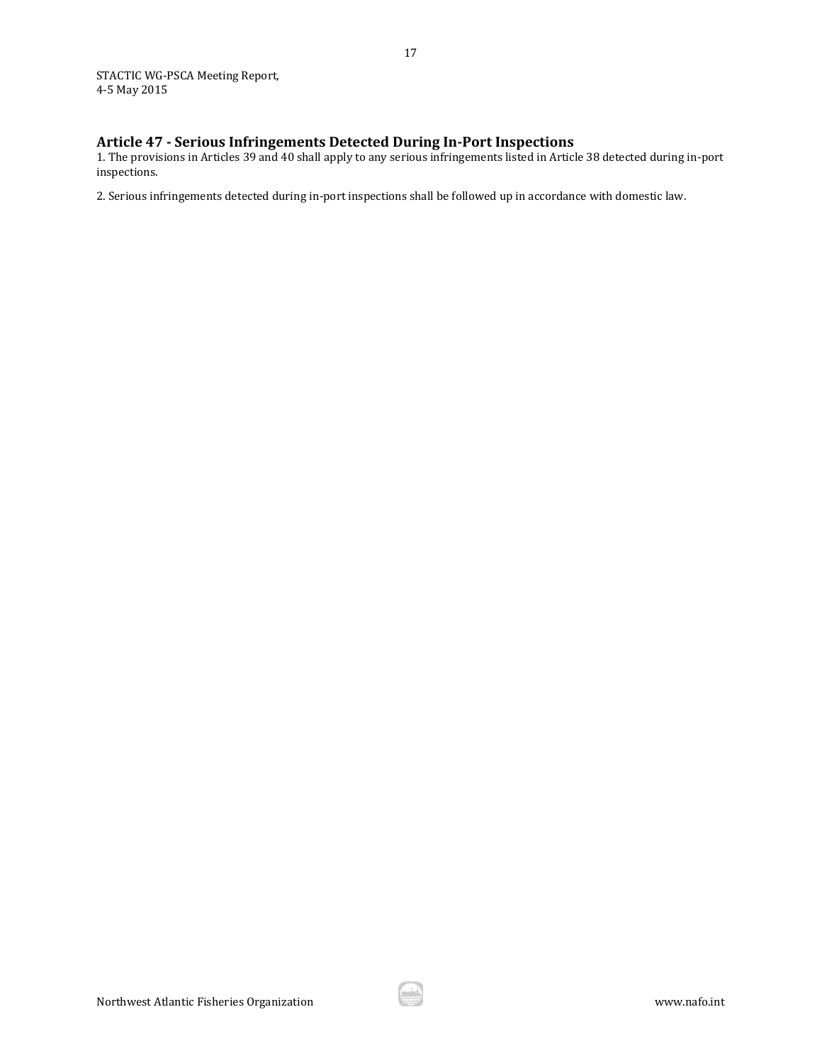## Article 47 - Serious Infringements Detected During In-Port Inspections

1. The provisions in Articles 39 and 40 shall apply to any serious infringements listed in Article 38 detected during in-port inspections.

2. Serious infringements detected during in-port inspections shall be followed up in accordance with domestic law.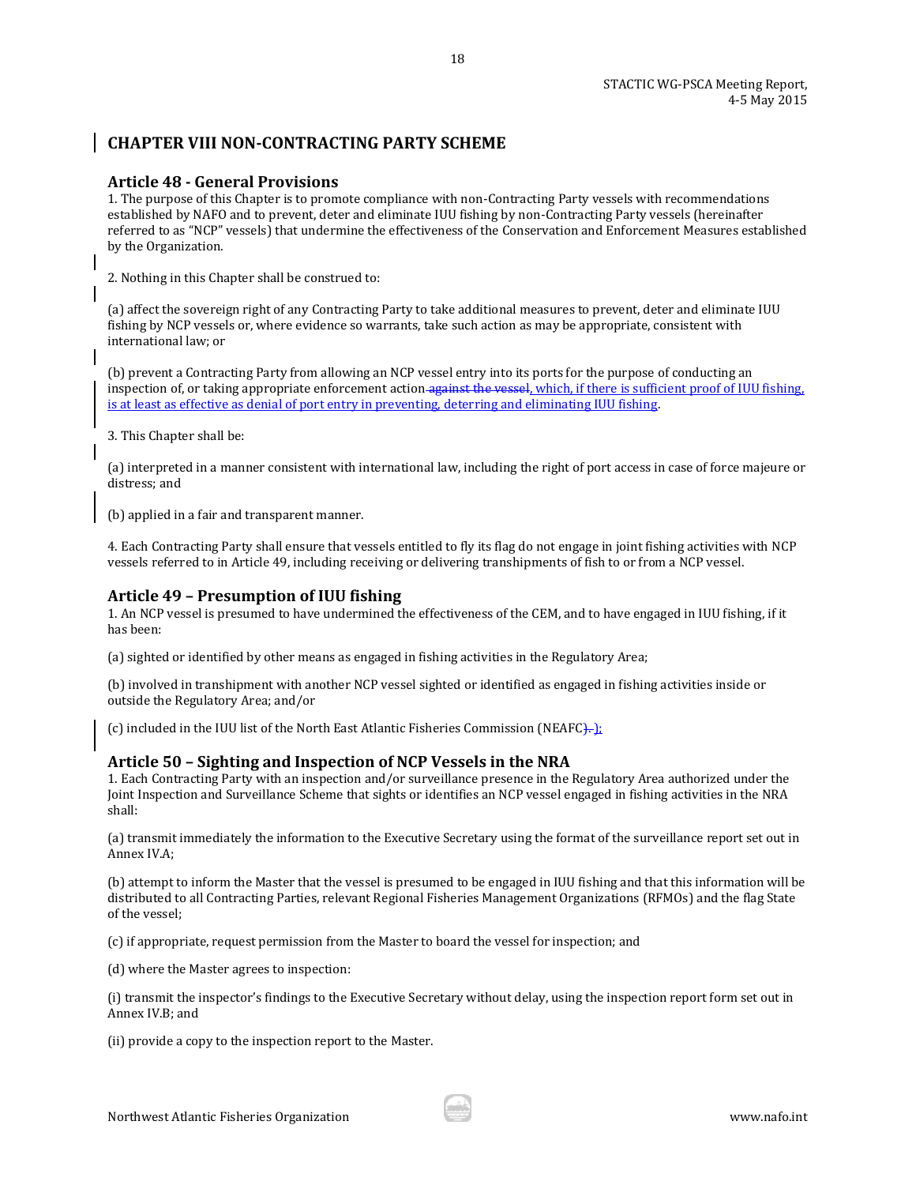# CHAPTER VIII NON-CONTRACTING PARTY SCHEME

## Article 48 - General Provisions

1. The purpose of this Chapter is to promote compliance with non-Contracting Party vessels with recommendations established by NAFO and to prevent, deter and eliminate IUU fishing by non-Contracting Party vessels (hereinafter referred to as "NCP" vessels) that undermine the effectiveness of the Conservation and Enforcement Measures established by the Organization.

2. Nothing in this Chapter shall be construed to:

(a) affect the sovereign right of any Contracting Party to take additional measures to prevent, deter and eliminate IUU fishing by NCP vessels or, where evidence so warrants, take such action as may be appropriate, consistent with international law; or

(b) prevent a Contracting Party from allowing an NCP vessel entry into its ports for the purpose of conducting an inspection of, or taking appropriate enforcement action ~~against the vessel~~, which, if there is sufficient proof of IUU fishing, is at least as effective as denial of port entry in preventing, deterring and eliminating IUU fishing.

3. This Chapter shall be:

(a) interpreted in a manner consistent with international law, including the right of port access in case of force majeure or distress; and

(b) applied in a fair and transparent manner.

4. Each Contracting Party shall ensure that vessels entitled to fly its flag do not engage in joint fishing activities with NCP vessels referred to in Article 49, including receiving or delivering transhipments of fish to or from a NCP vessel.

## Article 49 – Presumption of IUU fishing

1. An NCP vessel is presumed to have undermined the effectiveness of the CEM, and to have engaged in IUU fishing, if it has been:

(a) sighted or identified by other means as engaged in fishing activities in the Regulatory Area;

(b) involved in transhipment with another NCP vessel sighted or identified as engaged in fishing activities inside or outside the Regulatory Area; and/or

(c) included in the IUU list of the North East Atlantic Fisheries Commission (NEAFC~~).~~);

## Article 50 – Sighting and Inspection of NCP Vessels in the NRA

1. Each Contracting Party with an inspection and/or surveillance presence in the Regulatory Area authorized under the Joint Inspection and Surveillance Scheme that sights or identifies an NCP vessel engaged in fishing activities in the NRA shall:

(a) transmit immediately the information to the Executive Secretary using the format of the surveillance report set out in Annex IV.A;

(b) attempt to inform the Master that the vessel is presumed to be engaged in IUU fishing and that this information will be distributed to all Contracting Parties, relevant Regional Fisheries Management Organizations (RFMOs) and the flag State of the vessel;

(c) if appropriate, request permission from the Master to board the vessel for inspection; and

(d) where the Master agrees to inspection:

(i) transmit the inspector's findings to the Executive Secretary without delay, using the inspection report form set out in Annex IV.B; and

(ii) provide a copy to the inspection report to the Master.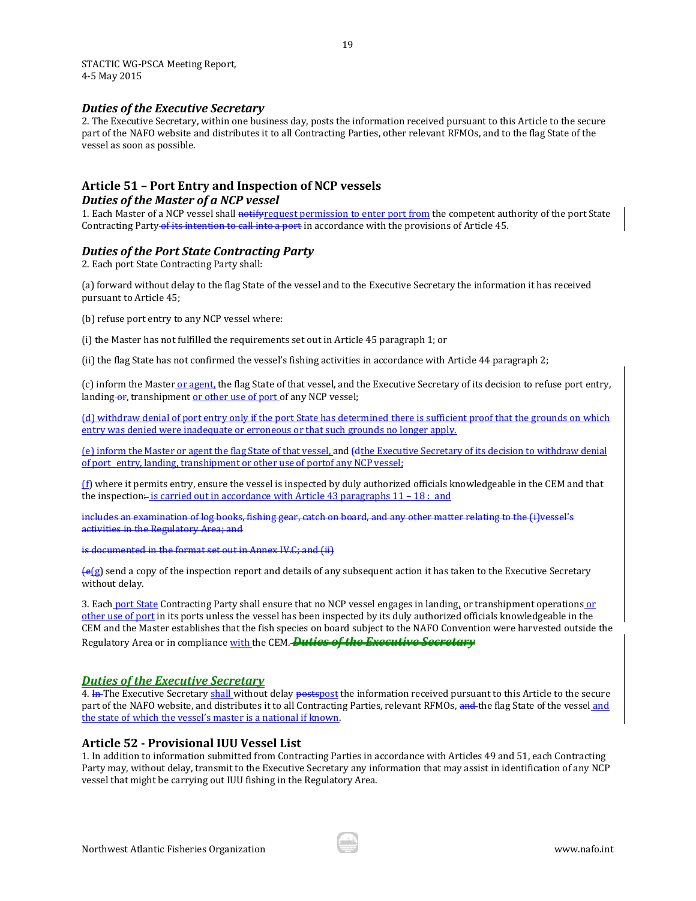STACTIC WG-PSCA Meeting Report, 4-5 May 2015

### *Duties of the Executive Secretary*

2. The Executive Secretary, within one business day, posts the information received pursuant to this Article to the secure part of the NAFO website and distributes it to all Contracting Parties, other relevant RFMOs, and to the flag State of the vessel as soon as possible.

## Article 51 – Port Entry and Inspection of NCP vessels

### *Duties of the Master of a NCP vessel*

1. Each Master of a NCP vessel shall ~~notify~~request permission to enter port from the competent authority of the port State Contracting Party ~~of its intention to call into a port~~ in accordance with the provisions of Article 45.

### *Duties of the Port State Contracting Party*

2. Each port State Contracting Party shall:

(a) forward without delay to the flag State of the vessel and to the Executive Secretary the information it has received pursuant to Article 45;

(b) refuse port entry to any NCP vessel where:

(i) the Master has not fulfilled the requirements set out in Article 45 paragraph 1; or

(ii) the flag State has not confirmed the vessel's fishing activities in accordance with Article 44 paragraph 2;

(c) inform the Master or agent, the flag State of that vessel, and the Executive Secretary of its decision to refuse port entry, landing ~~or~~, transhipment or other use of port of any NCP vessel;

(d) withdraw denial of port entry only if the port State has determined there is sufficient proof that the grounds on which entry was denied were inadequate or erroneous or that such grounds no longer apply.

(e) inform the Master or agent the flag State of that vessel, and ~~(d~~the Executive Secretary of its decision to withdraw denial of port entry, landing, transhipment or other use of portof any NCP vessel;

(f) where it permits entry, ensure the vessel is inspected by duly authorized officials knowledgeable in the CEM and that the inspection~~:~~ is carried out in accordance with Article 43 paragraphs 11 – 18 : and

~~includes an examination of log books, fishing gear, catch on board, and any other matter relating to the (i)vessel's activities in the Regulatory Area; and~~

~~is documented in the format set out in Annex IV.C; and (ii)~~

~~(e~~(g) send a copy of the inspection report and details of any subsequent action it has taken to the Executive Secretary without delay.

3. Each port State Contracting Party shall ensure that no NCP vessel engages in landing, or transhipment operations or other use of port in its ports unless the vessel has been inspected by its duly authorized officials knowledgeable in the CEM and the Master establishes that the fish species on board subject to the NAFO Convention were harvested outside the Regulatory Area or in compliance with the CEM. ~~***Duties of the Executive Secretary***~~

### *Duties of the Executive Secretary*

4. ~~In~~ The Executive Secretary shall without delay ~~posts~~post the information received pursuant to this Article to the secure part of the NAFO website, and distributes it to all Contracting Parties, relevant RFMOs, ~~and~~ the flag State of the vessel and the state of which the vessel's master is a national if known.

## Article 52 - Provisional IUU Vessel List

1. In addition to information submitted from Contracting Parties in accordance with Articles 49 and 51, each Contracting Party may, without delay, transmit to the Executive Secretary any information that may assist in identification of any NCP vessel that might be carrying out IUU fishing in the Regulatory Area.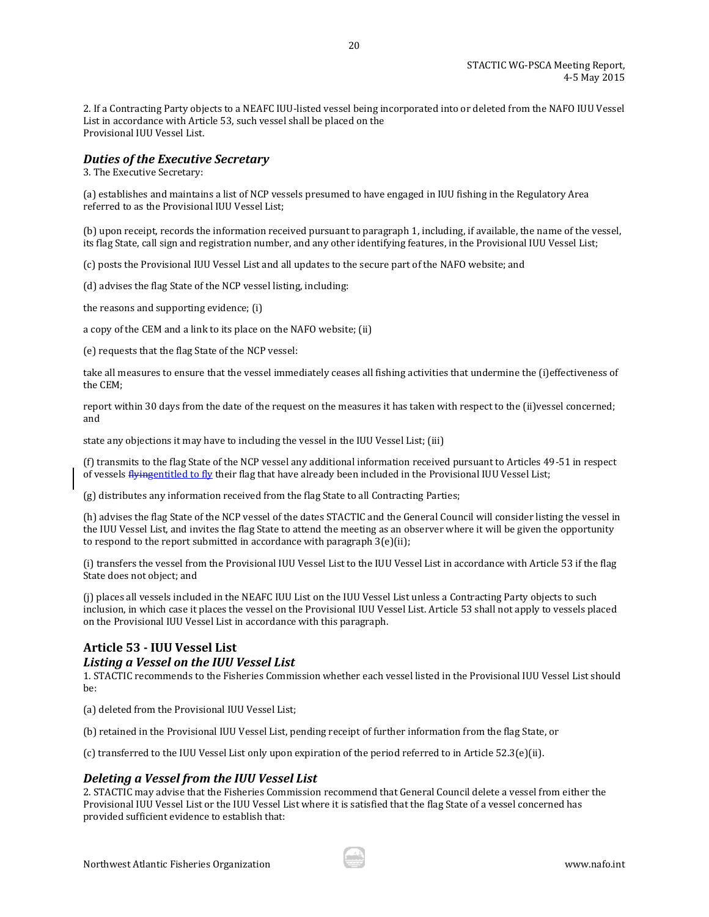2. If a Contracting Party objects to a NEAFC IUU-listed vessel being incorporated into or deleted from the NAFO IUU Vessel List in accordance with Article 53, such vessel shall be placed on the Provisional IUU Vessel List.

### *Duties of the Executive Secretary*

3. The Executive Secretary:

(a) establishes and maintains a list of NCP vessels presumed to have engaged in IUU fishing in the Regulatory Area referred to as the Provisional IUU Vessel List;

(b) upon receipt, records the information received pursuant to paragraph 1, including, if available, the name of the vessel, its flag State, call sign and registration number, and any other identifying features, in the Provisional IUU Vessel List;

(c) posts the Provisional IUU Vessel List and all updates to the secure part of the NAFO website; and

(d) advises the flag State of the NCP vessel listing, including:

(i) the reasons and supporting evidence;

(ii) a copy of the CEM and a link to its place on the NAFO website;

(e) requests that the flag State of the NCP vessel:

(i) take all measures to ensure that the vessel immediately ceases all fishing activities that undermine the effectiveness of the CEM;

(ii) report within 30 days from the date of the request on the measures it has taken with respect to the vessel concerned; and

(iii) state any objections it may have to including the vessel in the IUU Vessel List;

(f) transmits to the flag State of the NCP vessel any additional information received pursuant to Articles 49-51 in respect of vessels ~~flying~~entitled to fly their flag that have already been included in the Provisional IUU Vessel List;

(g) distributes any information received from the flag State to all Contracting Parties;

(h) advises the flag State of the NCP vessel of the dates STACTIC and the General Council will consider listing the vessel in the IUU Vessel List, and invites the flag State to attend the meeting as an observer where it will be given the opportunity to respond to the report submitted in accordance with paragraph 3(e)(ii);

(i) transfers the vessel from the Provisional IUU Vessel List to the IUU Vessel List in accordance with Article 53 if the flag State does not object; and

(j) places all vessels included in the NEAFC IUU List on the IUU Vessel List unless a Contracting Party objects to such inclusion, in which case it places the vessel on the Provisional IUU Vessel List. Article 53 shall not apply to vessels placed on the Provisional IUU Vessel List in accordance with this paragraph.

## Article 53 - IUU Vessel List

### *Listing a Vessel on the IUU Vessel List*

1. STACTIC recommends to the Fisheries Commission whether each vessel listed in the Provisional IUU Vessel List should be:

(a) deleted from the Provisional IUU Vessel List;

(b) retained in the Provisional IUU Vessel List, pending receipt of further information from the flag State, or

(c) transferred to the IUU Vessel List only upon expiration of the period referred to in Article 52.3(e)(ii).

### *Deleting a Vessel from the IUU Vessel List*

2. STACTIC may advise that the Fisheries Commission recommend that General Council delete a vessel from either the Provisional IUU Vessel List or the IUU Vessel List where it is satisfied that the flag State of a vessel concerned has provided sufficient evidence to establish that: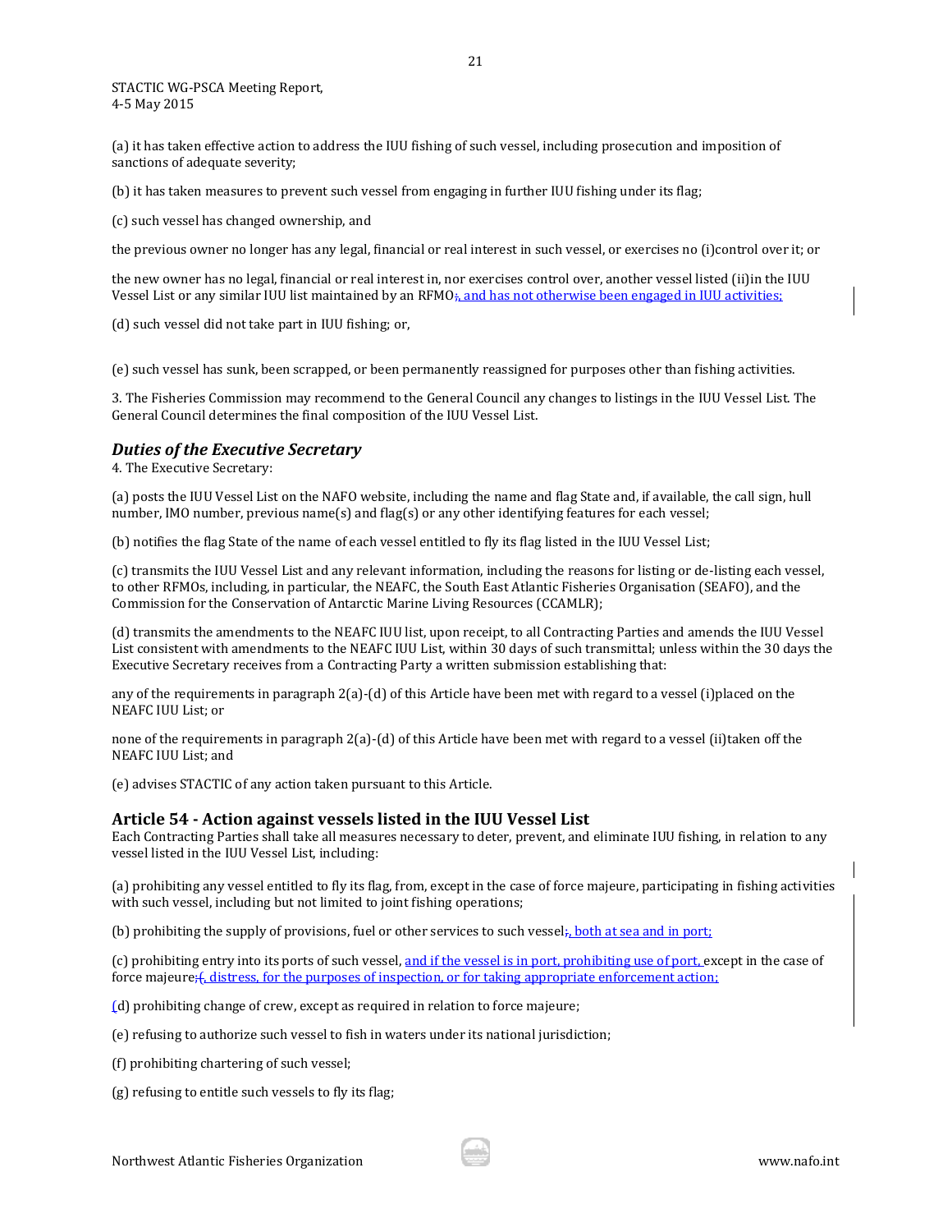(a) it has taken effective action to address the IUU fishing of such vessel, including prosecution and imposition of sanctions of adequate severity;

(b) it has taken measures to prevent such vessel from engaging in further IUU fishing under its flag;

(c) such vessel has changed ownership, and

the previous owner no longer has any legal, financial or real interest in such vessel, or exercises no (i)control over it; or

the new owner has no legal, financial or real interest in, nor exercises control over, another vessel listed (ii)in the IUU Vessel List or any similar IUU list maintained by an RFMO;, and has not otherwise been engaged in IUU activities;

(d) such vessel did not take part in IUU fishing; or,

(e) such vessel has sunk, been scrapped, or been permanently reassigned for purposes other than fishing activities.

3. The Fisheries Commission may recommend to the General Council any changes to listings in the IUU Vessel List. The General Council determines the final composition of the IUU Vessel List.

### *Duties of the Executive Secretary*

4. The Executive Secretary:

(a) posts the IUU Vessel List on the NAFO website, including the name and flag State and, if available, the call sign, hull number, IMO number, previous name(s) and flag(s) or any other identifying features for each vessel;

(b) notifies the flag State of the name of each vessel entitled to fly its flag listed in the IUU Vessel List;

(c) transmits the IUU Vessel List and any relevant information, including the reasons for listing or de-listing each vessel, to other RFMOs, including, in particular, the NEAFC, the South East Atlantic Fisheries Organisation (SEAFO), and the Commission for the Conservation of Antarctic Marine Living Resources (CCAMLR);

(d) transmits the amendments to the NEAFC IUU list, upon receipt, to all Contracting Parties and amends the IUU Vessel List consistent with amendments to the NEAFC IUU List, within 30 days of such transmittal; unless within the 30 days the Executive Secretary receives from a Contracting Party a written submission establishing that:

any of the requirements in paragraph 2(a)-(d) of this Article have been met with regard to a vessel (i)placed on the NEAFC IUU List; or

none of the requirements in paragraph 2(a)-(d) of this Article have been met with regard to a vessel (ii)taken off the NEAFC IUU List; and

(e) advises STACTIC of any action taken pursuant to this Article.

## Article 54 - Action against vessels listed in the IUU Vessel List

Each Contracting Parties shall take all measures necessary to deter, prevent, and eliminate IUU fishing, in relation to any vessel listed in the IUU Vessel List, including:

(a) prohibiting any vessel entitled to fly its flag, from, except in the case of force majeure, participating in fishing activities with such vessel, including but not limited to joint fishing operations;

(b) prohibiting the supply of provisions, fuel or other services to such vessel;, both at sea and in port;

(c) prohibiting entry into its ports of such vessel, and if the vessel is in port, prohibiting use of port, except in the case of force majeure;(, distress, for the purposes of inspection, or for taking appropriate enforcement action;

(d) prohibiting change of crew, except as required in relation to force majeure;

(e) refusing to authorize such vessel to fish in waters under its national jurisdiction;

(f) prohibiting chartering of such vessel;

(g) refusing to entitle such vessels to fly its flag;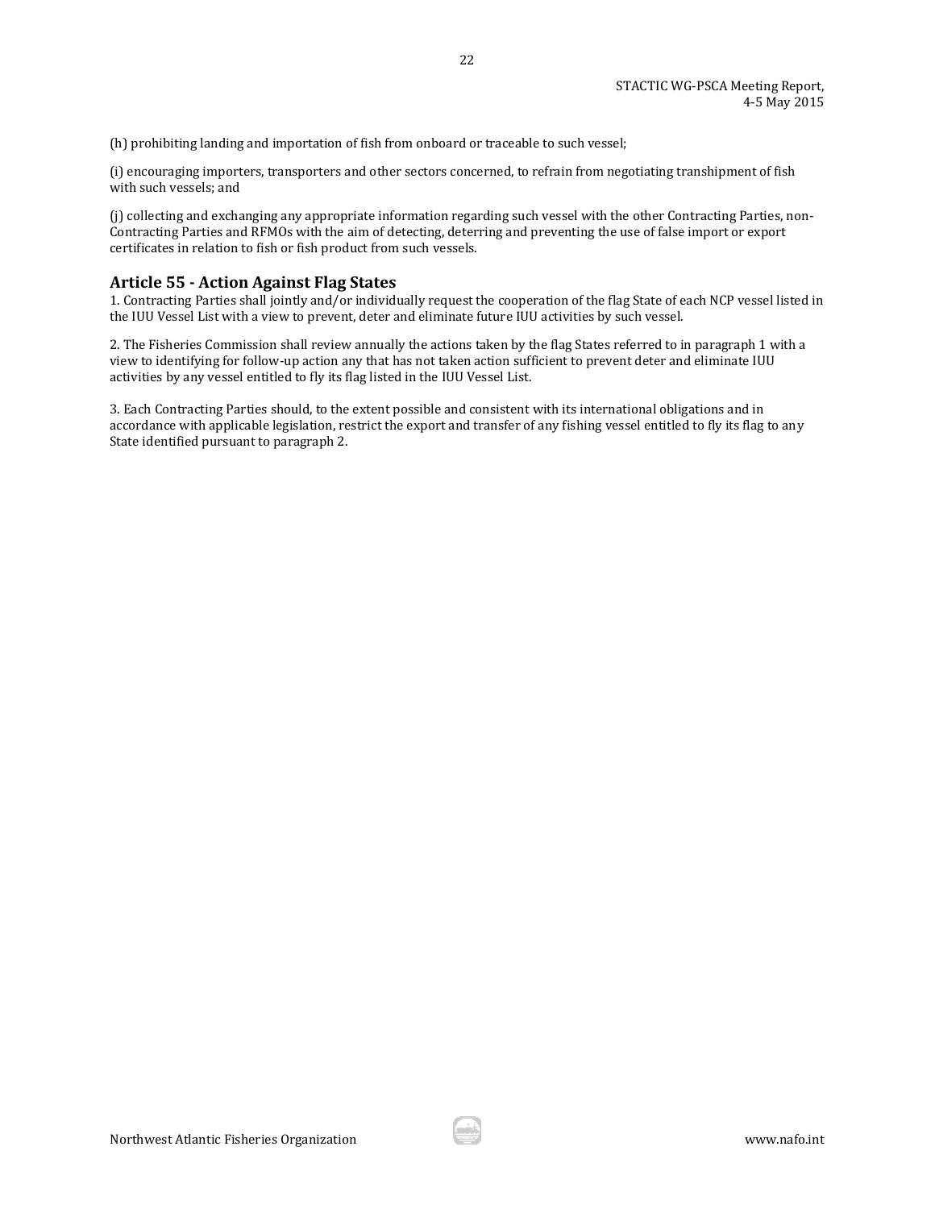(h) prohibiting landing and importation of fish from onboard or traceable to such vessel;

(i) encouraging importers, transporters and other sectors concerned, to refrain from negotiating transhipment of fish with such vessels; and

(j) collecting and exchanging any appropriate information regarding such vessel with the other Contracting Parties, non-Contracting Parties and RFMOs with the aim of detecting, deterring and preventing the use of false import or export certificates in relation to fish or fish product from such vessels.

## Article 55 - Action Against Flag States

1. Contracting Parties shall jointly and/or individually request the cooperation of the flag State of each NCP vessel listed in the IUU Vessel List with a view to prevent, deter and eliminate future IUU activities by such vessel.

2. The Fisheries Commission shall review annually the actions taken by the flag States referred to in paragraph 1 with a view to identifying for follow-up action any that has not taken action sufficient to prevent deter and eliminate IUU activities by any vessel entitled to fly its flag listed in the IUU Vessel List.

3. Each Contracting Parties should, to the extent possible and consistent with its international obligations and in accordance with applicable legislation, restrict the export and transfer of any fishing vessel entitled to fly its flag to any State identified pursuant to paragraph 2.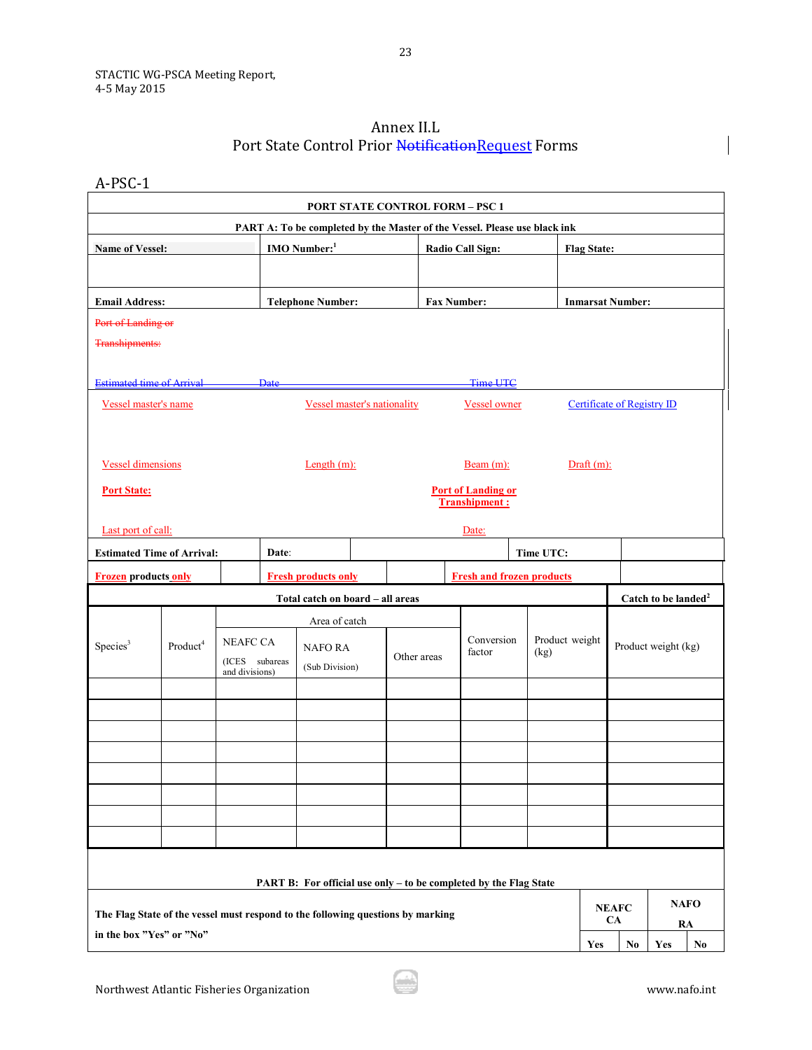# Annex II.L
## Port State Control Prior ~~Notification~~Request Forms

A-PSC-1

**PORT STATE CONTROL FORM – PSC 1**

**PART A: To be completed by the Master of the Vessel. Please use black ink**

| **Name of Vessel:** | **IMO Number:**[1] | **Radio Call Sign:** | **Flag State:** |
|---|---|---|---|
| | | | |
| **Email Address:** | **Telephone Number:** | **Fax Number:** | **Inmarsat Number:** |

~~Port of Landing or Transhipments:~~

~~Estimated time of Arrival~~ ~~Date~~ ~~Time UTC~~

| Vessel master's name | Vessel master's nationality | Vessel owner | Certificate of Registry ID |
|---|---|---|---|
| | | | |
| Vessel dimensions | Length (m): | Beam (m): | Draft (m): |
| **Port State:** | | **Port of Landing or Transhipment :** | |
| Last port of call: | | Date: | |

| **Estimated Time of Arrival:** | **Date**: | | **Time UTC:** | |
|---|---|---|---|---|
| **Frozen products only** | | **Fresh products only** | **Fresh and frozen products** | |

| **Total catch on board – all areas** | | | | | | | **Catch to be landed**[2] |
|---|---|---|---|---|---|---|---|
| Species[3] | Product[4] | Area of catch | | | Conversion factor | Product weight (kg) | Product weight (kg) |
| | | NEAFC CA (ICES subareas and divisions) | NAFO RA (Sub Division) | Other areas | | | |
| | | | | | | | |
| | | | | | | | |
| | | | | | | | |
| | | | | | | | |
| | | | | | | | |
| | | | | | | | |
| | | | | | | | |
| | | | | | | | |

**PART B: For official use only – to be completed by the Flag State**

| **The Flag State of the vessel must respond to the following questions by marking in the box "Yes" or "No"** | **NEAFC CA** | | **NAFO RA** | |
|---|---|---|---|---|
| | **Yes** | **No** | **Yes** | **No** |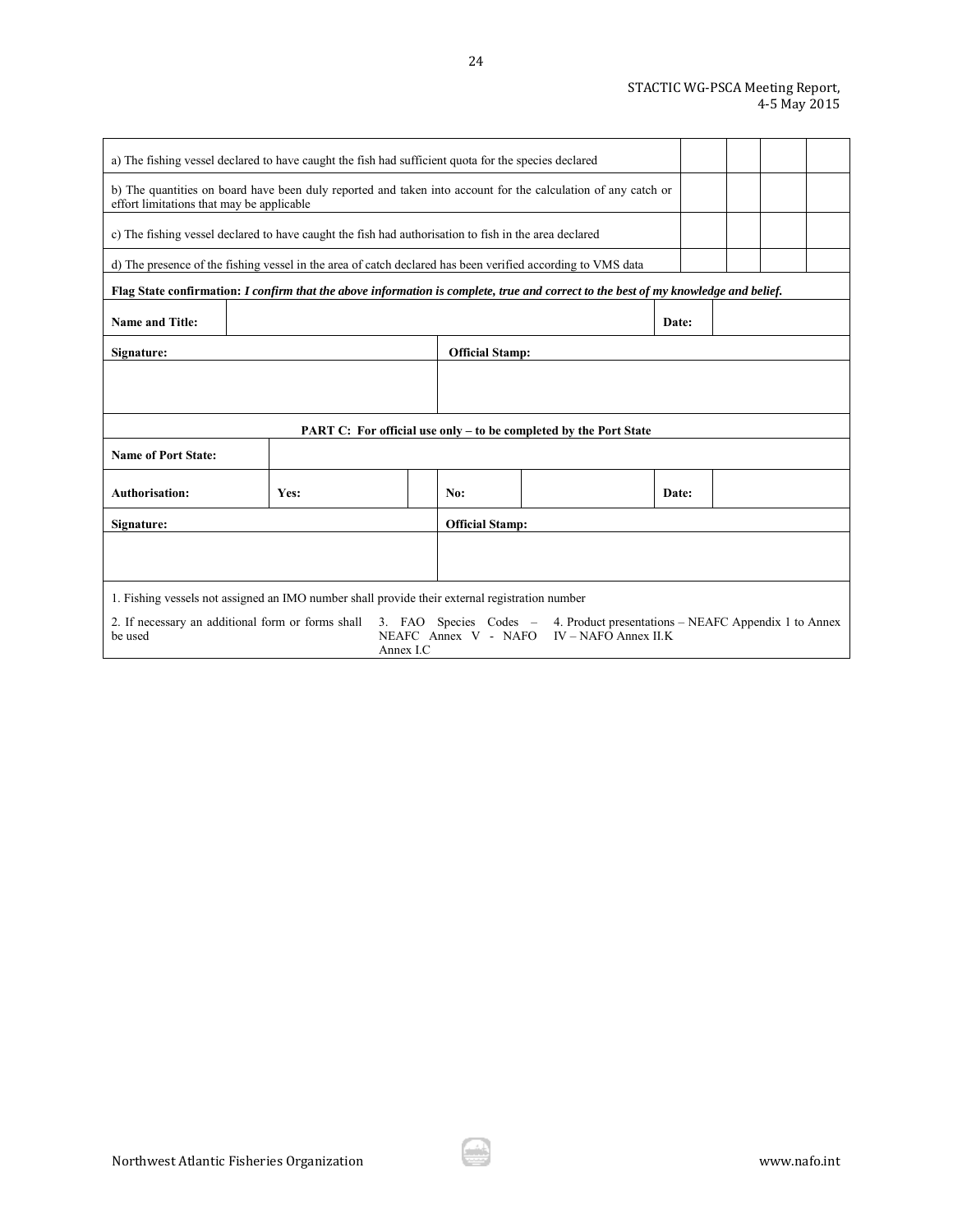| | | | | |
|---|---|---|---|---|
| a) The fishing vessel declared to have caught the fish had sufficient quota for the species declared | | | | |
| b) The quantities on board have been duly reported and taken into account for the calculation of any catch or effort limitations that may be applicable | | | | |
| c) The fishing vessel declared to have caught the fish had authorisation to fish in the area declared | | | | |
| d) The presence of the fishing vessel in the area of catch declared has been verified according to VMS data | | | | |

**Flag State confirmation:** ***I confirm that the above information is complete, true and correct to the best of my knowledge and belief.***

| | | | |
|---|---|---|---|
| **Name and Title:** | | **Date:** | |
| **Signature:** | | **Official Stamp:** | |
| | | | |

**PART C: For official use only – to be completed by the Port State**

| | | | | | | | |
|---|---|---|---|---|---|---|---|
| **Name of Port State:** | | | | | | | |
| **Authorisation:** | **Yes:** | | **No:** | | **Date:** | | |
| **Signature:** | | | **Official Stamp:** | | | | |
| | | | | | | | |

1. Fishing vessels not assigned an IMO number shall provide their external registration number

2. If necessary an additional form or forms shall be used

3. FAO Species Codes – NEAFC Annex V - NAFO Annex I.C

4. Product presentations – NEAFC Appendix 1 to Annex IV – NAFO Annex II.K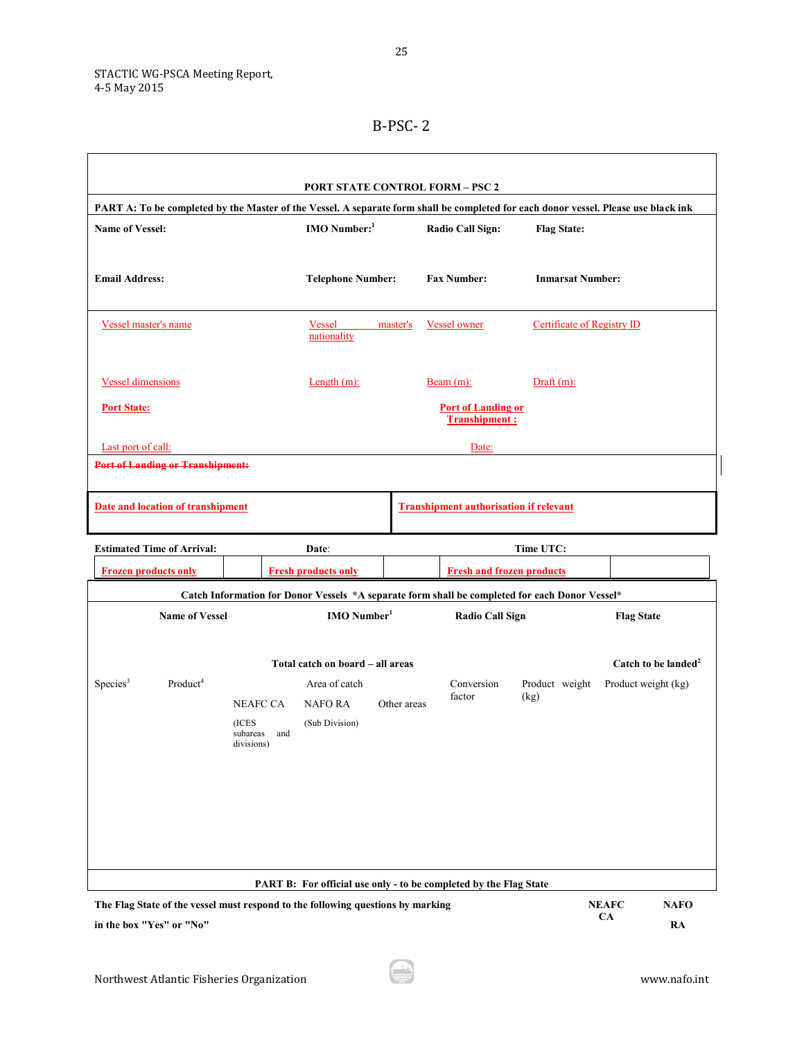# B-PSC- 2

**PORT STATE CONTROL FORM – PSC 2**

**PART A: To be completed by the Master of the Vessel. A separate form shall be completed for each donor vessel. Please use black ink**

| **Name of Vessel:** | **IMO Number:**[1] | **Radio Call Sign:** | **Flag State:** |
|---|---|---|---|
| | | | |
| **Email Address:** | **Telephone Number:** | **Fax Number:** | **Inmarsat Number:** |
| | | | |
| Vessel master's name | Vessel master's nationality | Vessel owner | Certificate of Registry ID |
| | | | |
| Vessel dimensions | Length (m): | Beam (m): | Draft (m): |
| **Port State:** | | **Port of Landing or Transhipment :** | |
| Last port of call: | | Date: | |

~~**Port of Landing or Transhipment:**~~

| **Date and location of transhipment** | **Transhipment authorisation if relevant** |
|---|---|
| | |

| **Estimated Time of Arrival:** | | **Date:** | | **Time UTC:** | |
|---|---|---|---|---|---|
| **Frozen products only** | | **Fresh products only** | | **Fresh and frozen products** | |

**Catch Information for Donor Vessels \*A separate form shall be completed for each Donor Vessel\***

| **Name of Vessel** | **IMO Number**[1] | **Radio Call Sign** | **Flag State** |
|---|---|---|---|
| | | | |

| Species[3] | Product[4] | **Total catch on board – all areas** | | | | | **Catch to be landed**[2] |
|---|---|---|---|---|---|---|---|
| | | Area of catch | | | Conversion factor | Product weight (kg) | Product weight (kg) |
| | | NEAFC CA (ICES subareas and divisions) | NAFO RA (Sub Division) | Other areas | | | |
| | | | | | | | |

**PART B: For official use only - to be completed by the Flag State**

| **The Flag State of the vessel must respond to the following questions by marking in the box "Yes" or "No"** | **NEAFC CA** | **NAFO RA** |
|---|---|---|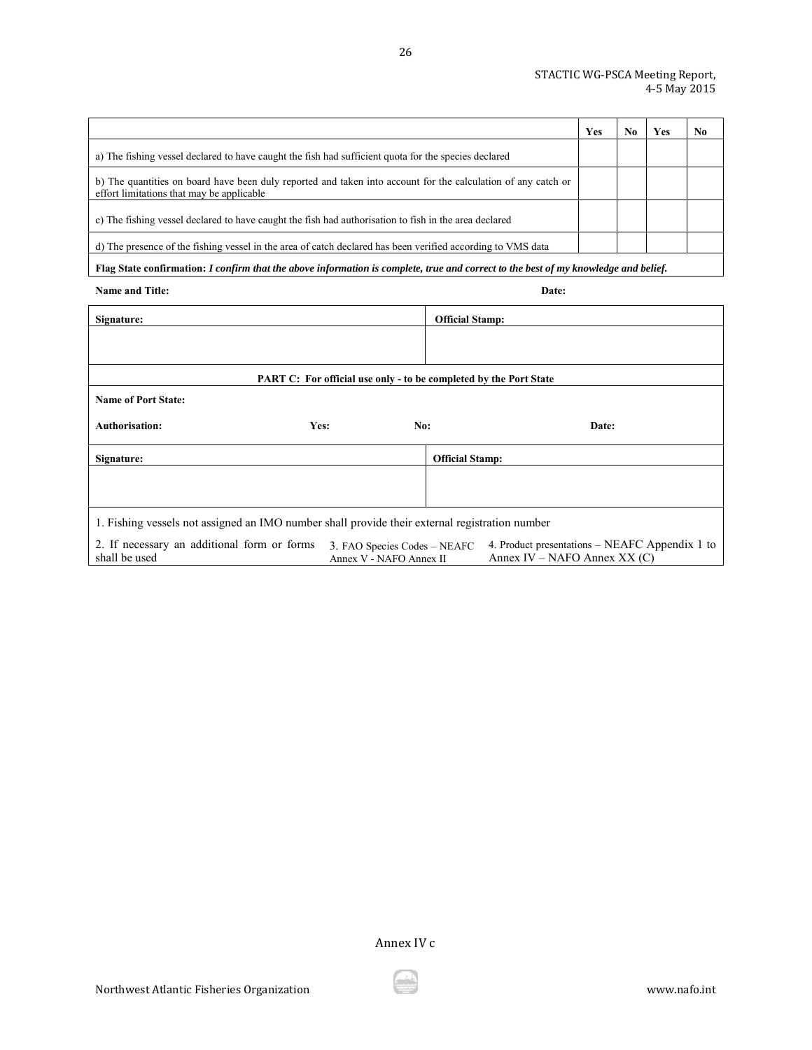| | Yes | No | Yes | No |
|---|---|---|---|---|
| a) The fishing vessel declared to have caught the fish had sufficient quota for the species declared | | | | |
| b) The quantities on board have been duly reported and taken into account for the calculation of any catch or effort limitations that may be applicable | | | | |
| c) The fishing vessel declared to have caught the fish had authorisation to fish in the area declared | | | | |
| d) The presence of the fishing vessel in the area of catch declared has been verified according to VMS data | | | | |
| **Flag State confirmation:** ***I confirm that the above information is complete, true and correct to the best of my knowledge and belief.*** | | | | |

**Name and Title:** **Date:**

| **Signature:** | **Official Stamp:** |
|---|---|
| | |

**PART C: For official use only - to be completed by the Port State**

| **Name of Port State:** | | | |
|---|---|---|---|
| **Authorisation:** | **Yes:** | **No:** | **Date:** |

| **Signature:** | **Official Stamp:** |
|---|---|
| | |

1. Fishing vessels not assigned an IMO number shall provide their external registration number

| 2. If necessary an additional form or forms shall be used | 3. FAO Species Codes – NEAFC Annex V - NAFO Annex II | 4. Product presentations – NEAFC Appendix 1 to Annex IV – NAFO Annex XX (C) |
|---|---|---|

Annex IV c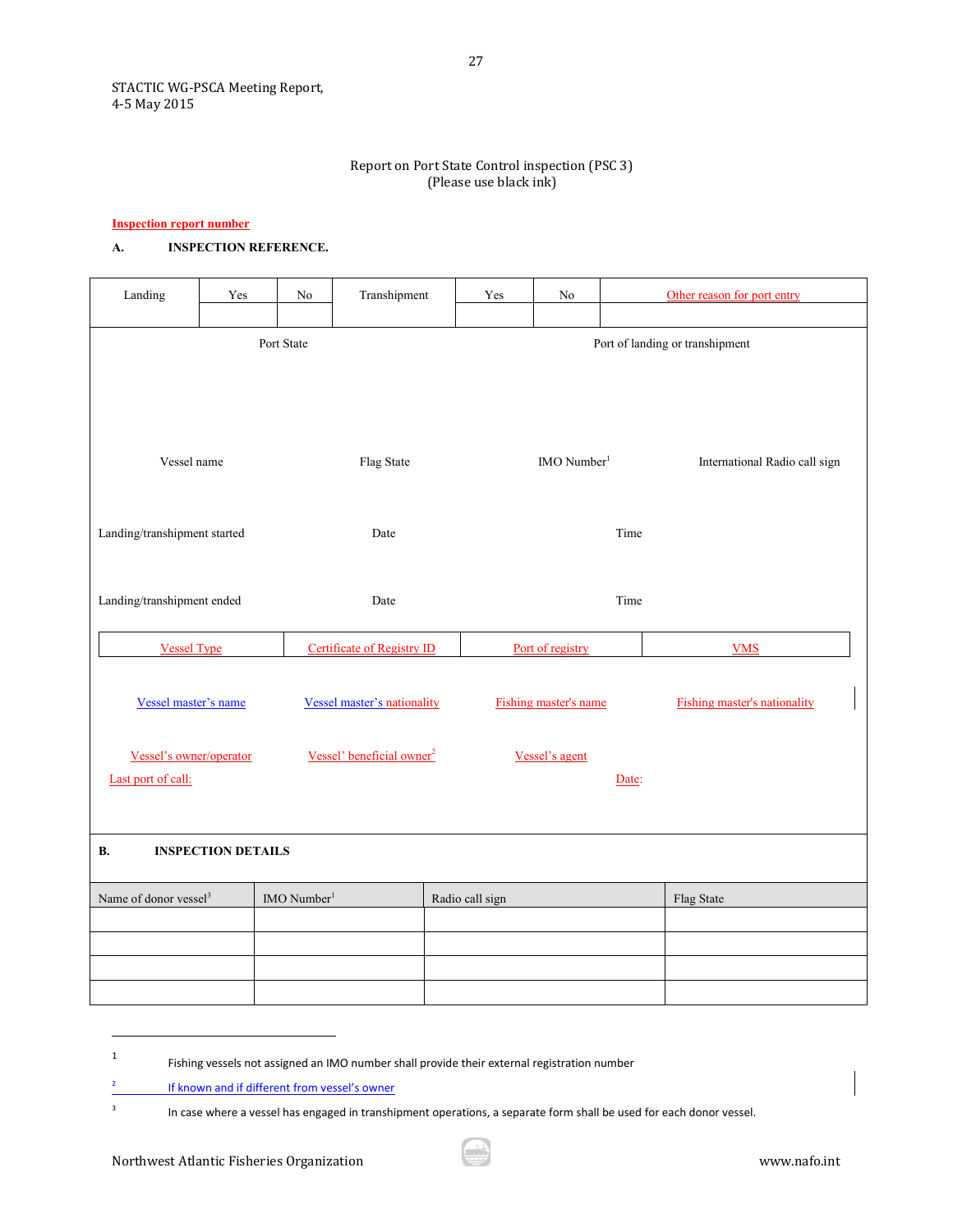Report on Port State Control inspection (PSC 3)
(Please use black ink)

**Inspection report number**

**A. INSPECTION REFERENCE.**

| Landing | Yes | No | Transhipment | Yes | No | Other reason for port entry |
|---|---|---|---|---|---|---|
| | | | | | | |

| Port State | Port of landing or transhipment |
|---|---|
| | |

| Vessel name | Flag State | IMO Number[1] | International Radio call sign |
|---|---|---|---|
| | | | |

| | Date | Time |
|---|---|---|
| Landing/transhipment started | | |
| Landing/transhipment ended | | |

| Vessel Type | Certificate of Registry ID | Port of registry | VMS |
|---|---|---|---|
| | | | |

| Vessel master's name | Vessel master's nationality | Fishing master's name | Fishing master's nationality |
|---|---|---|---|
| | | | |

| Vessel's owner/operator | Vessel' beneficial owner[2] | Vessel's agent |
|---|---|---|
| | | |

Last port of call: Date:

**B. INSPECTION DETAILS**

| Name of donor vessel[3] | IMO Number[1] | Radio call sign | Flag State |
|---|---|---|---|
| | | | |
| | | | |
| | | | |
| | | | |

---

[1] Fishing vessels not assigned an IMO number shall provide their external registration number

[2] If known and if different from vessel's owner

[3] In case where a vessel has engaged in transhipment operations, a separate form shall be used for each donor vessel.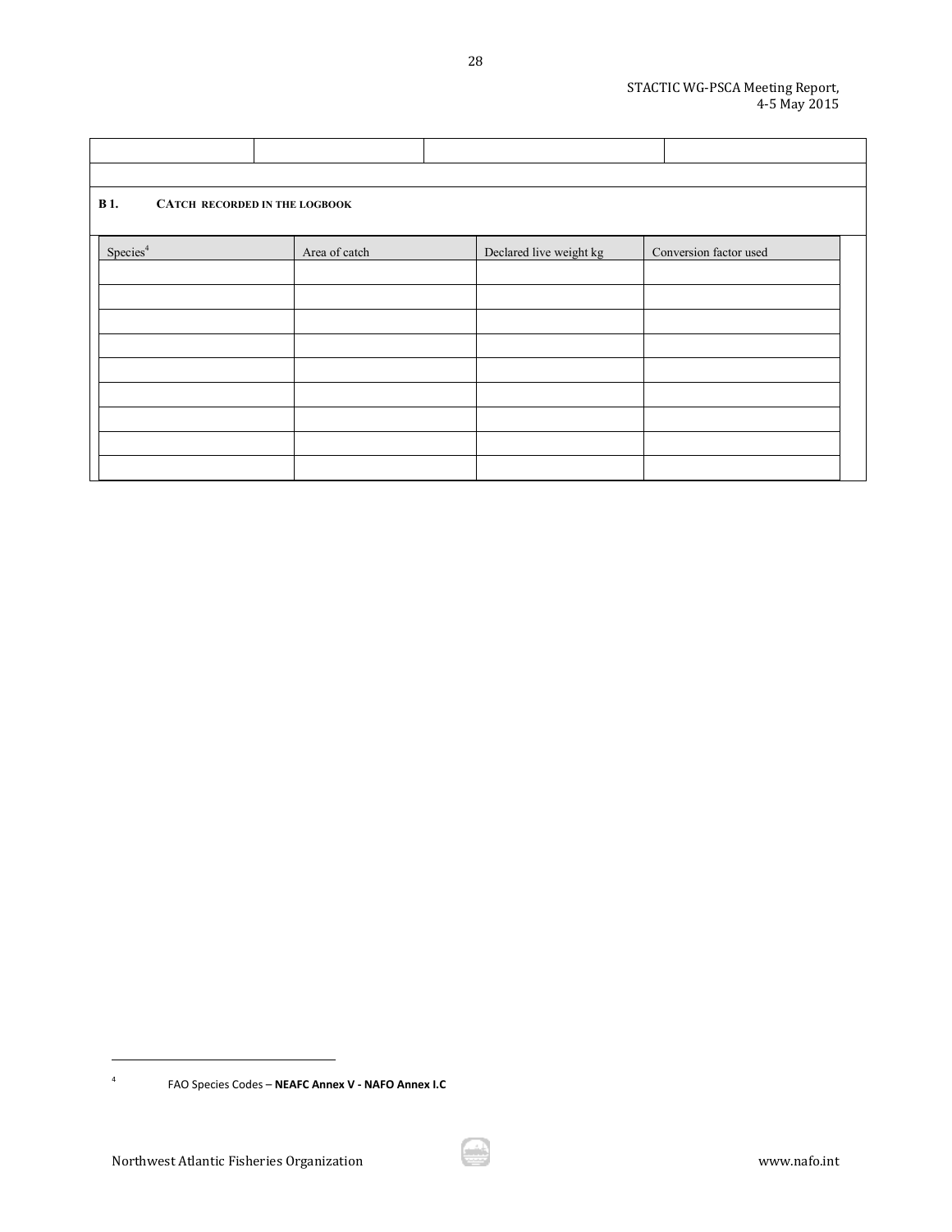| | | | |
|---|---|---|---|
| | | | |

**B 1. CATCH RECORDED IN THE LOGBOOK**

| Species[4] | Area of catch | Declared live weight kg | Conversion factor used |
|---|---|---|---|
| | | | |
| | | | |
| | | | |
| | | | |
| | | | |
| | | | |
| | | | |
| | | | |
| | | | |

[4] FAO Species Codes – **NEAFC Annex V - NAFO Annex I.C**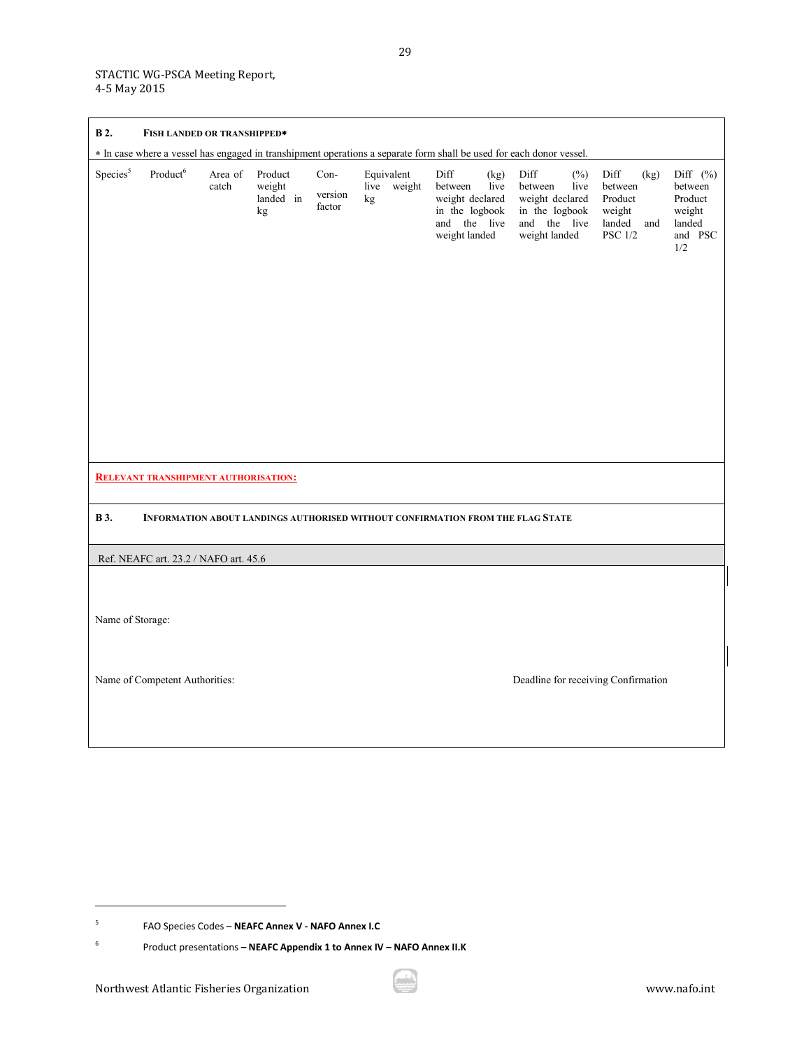**B 2. FISH LANDED OR TRANSHIPPED***

* In case where a vessel has engaged in transhipment operations a separate form shall be used for each donor vessel.

| Species[5] | Product[6] | Area of catch | Product weight landed in kg | Con-version factor | Equivalent live weight kg | Diff (kg) between live weight declared in the logbook and the live weight landed | Diff (%) between live weight declared in the logbook and the live weight landed | Diff (kg) between Product weight landed and PSC 1/2 | Diff (%) between Product weight landed and PSC 1/2 |
|---|---|---|---|---|---|---|---|---|---|
| | | | | | | | | | |

**RELEVANT TRANSHIPMENT AUTHORISATION:**

**B 3. INFORMATION ABOUT LANDINGS AUTHORISED WITHOUT CONFIRMATION FROM THE FLAG STATE**

Ref. NEAFC art. 23.2 / NAFO art. 45.6

Name of Storage:

Name of Competent Authorities:

Deadline for receiving Confirmation

---

[5] FAO Species Codes – **NEAFC Annex V - NAFO Annex I.C**

[6] Product presentations **– NEAFC Appendix 1 to Annex IV – NAFO Annex II.K**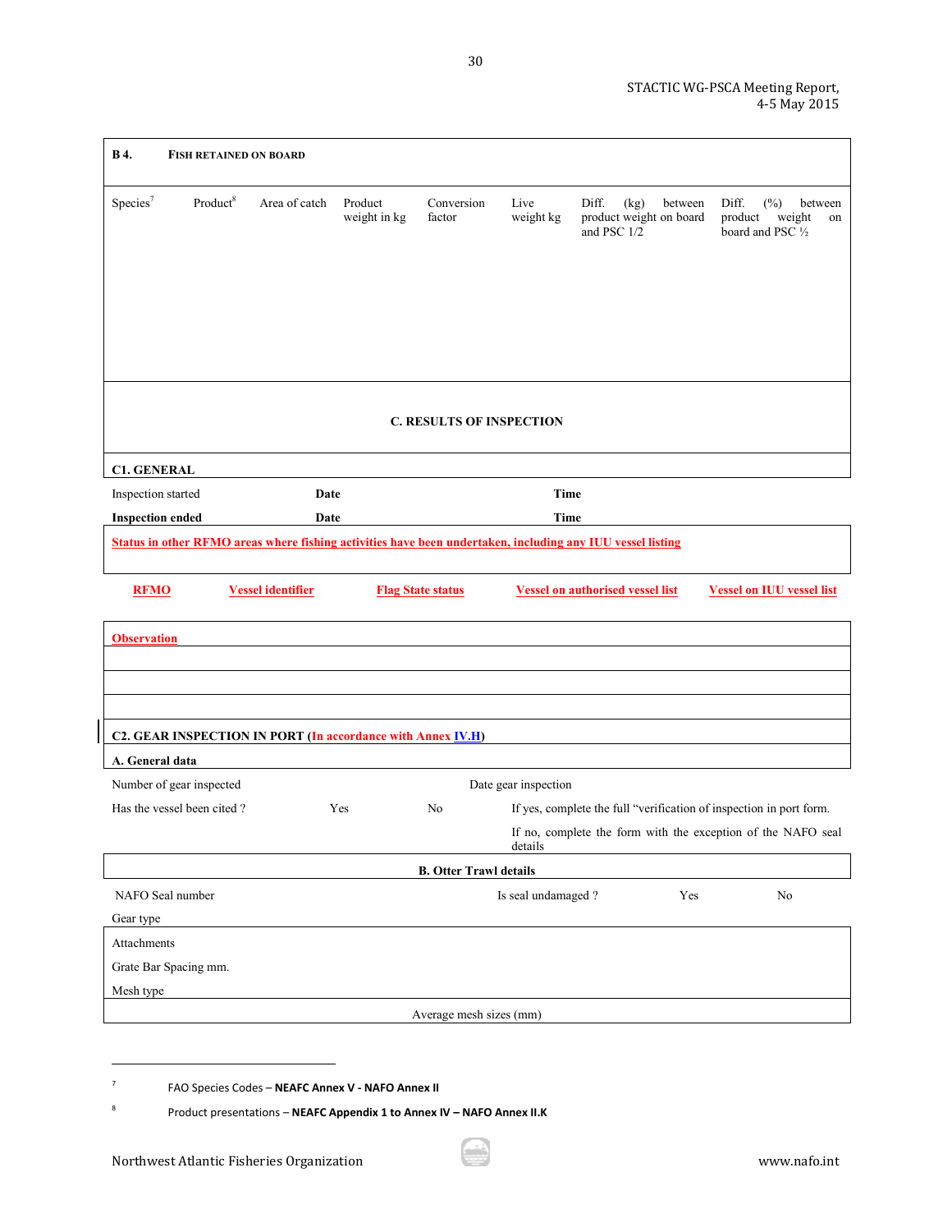**B 4. FISH RETAINED ON BOARD**

| Species[7] | Product[8] | Area of catch | Product weight in kg | Conversion factor | Live weight kg | Diff. (kg) between product weight on board and PSC 1/2 | Diff. (%) between product weight on board and PSC ½ |
|---|---|---|---|---|---|---|---|
| | | | | | | | |

**C. RESULTS OF INSPECTION**

**C1. GENERAL**

| | | |
|---|---|---|
| Inspection started | **Date** | **Time** |
| **Inspection ended** | **Date** | **Time** |

**Status in other RFMO areas where fishing activities have been undertaken, including any IUU vessel listing**

| RFMO | Vessel identifier | Flag State status | Vessel on authorised vessel list | Vessel on IUU vessel list |
|---|---|---|---|---|
| | | | | |

**Observation**

**C2. GEAR INSPECTION IN PORT (In accordance with Annex IV.H)**

**A. General data**

Number of gear inspected — Date gear inspection

Has the vessel been cited ? Yes No

If yes, complete the full "verification of inspection in port form.

If no, complete the form with the exception of the NAFO seal details

**B. Otter Trawl details**

NAFO Seal number — Is seal undamaged ? Yes No

Gear type

Attachments

Grate Bar Spacing mm.

Mesh type

Average mesh sizes (mm)

---

[7] FAO Species Codes – **NEAFC Annex V - NAFO Annex II**

[8] Product presentations – **NEAFC Appendix 1 to Annex IV – NAFO Annex II.K**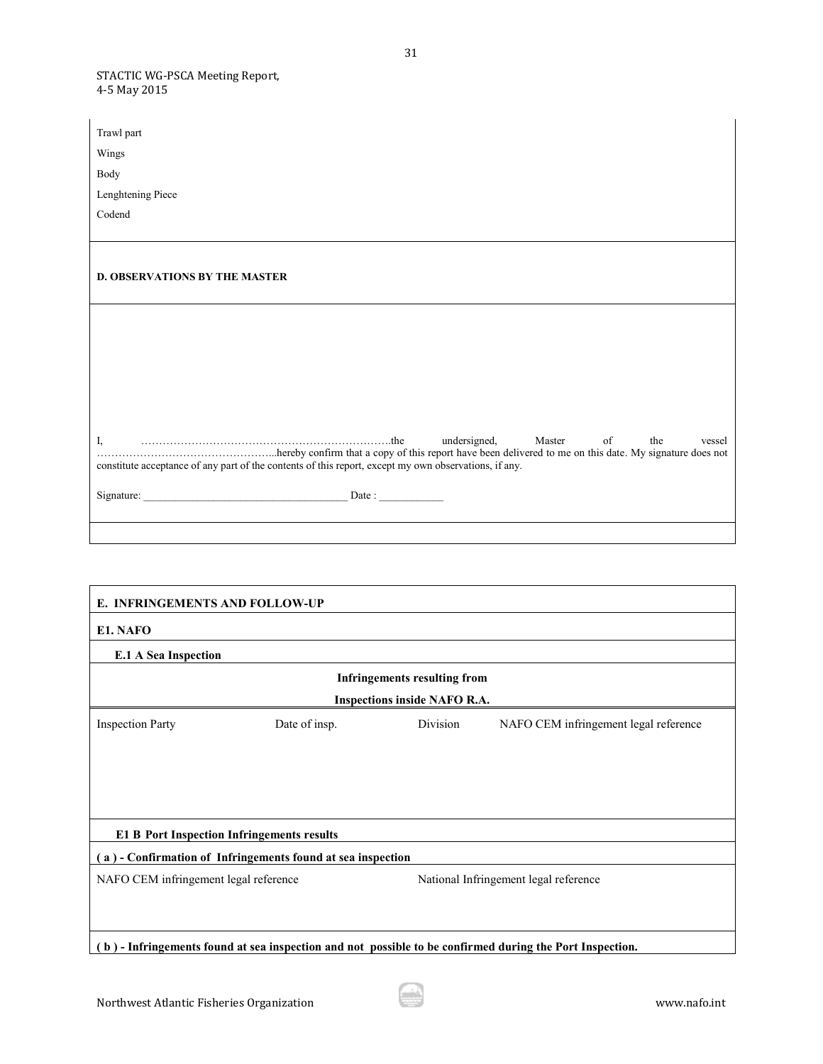Trawl part

Wings

Body

Lenghtening Piece

Codend

**D. OBSERVATIONS BY THE MASTER**

I, ……………………………………………………………….the undersigned, Master of the vessel ……………………………………………...hereby confirm that a copy of this report have been delivered to me on this date. My signature does not constitute acceptance of any part of the contents of this report, except my own observations, if any.

Signature: ______________________________________ Date : ____________

**E. INFRINGEMENTS AND FOLLOW-UP**

**E1. NAFO**

**E.1 A Sea Inspection**

**Infringements resulting from Inspections inside NAFO R.A.**

| Inspection Party | Date of insp. | Division | NAFO CEM infringement legal reference |
|---|---|---|---|
| | | | |

**E1 B Port Inspection Infringements results**

**( a ) - Confirmation of Infringements found at sea inspection**

| NAFO CEM infringement legal reference | National Infringement legal reference |
|---|---|
| | |

**( b ) - Infringements found at sea inspection and not possible to be confirmed during the Port Inspection.**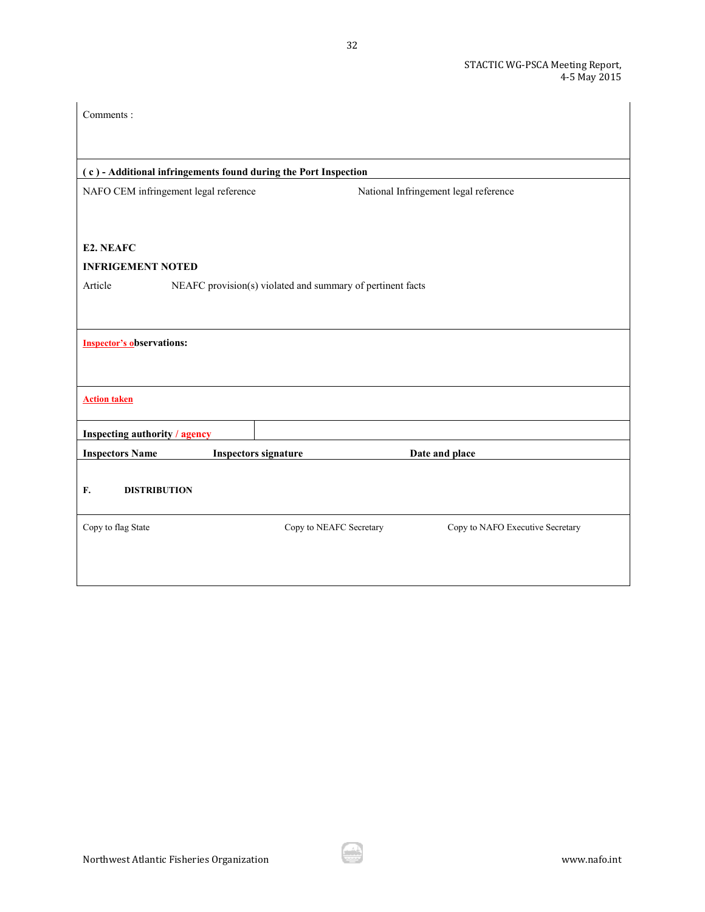Comments :

**( c ) - Additional infringements found during the Port Inspection**

NAFO CEM infringement legal reference | National Infringement legal reference

**E2. NEAFC**

**INFRIGEMENT NOTED**

Article | NEAFC provision(s) violated and summary of pertinent facts

**Inspector's observations:**

**Action taken**

| **Inspecting authority / agency** | |
|---|---|

| **Inspectors Name** | **Inspectors signature** | **Date and place** |
|---|---|---|

**F. DISTRIBUTION**

| Copy to flag State | Copy to NEAFC Secretary | Copy to NAFO Executive Secretary |
|---|---|---|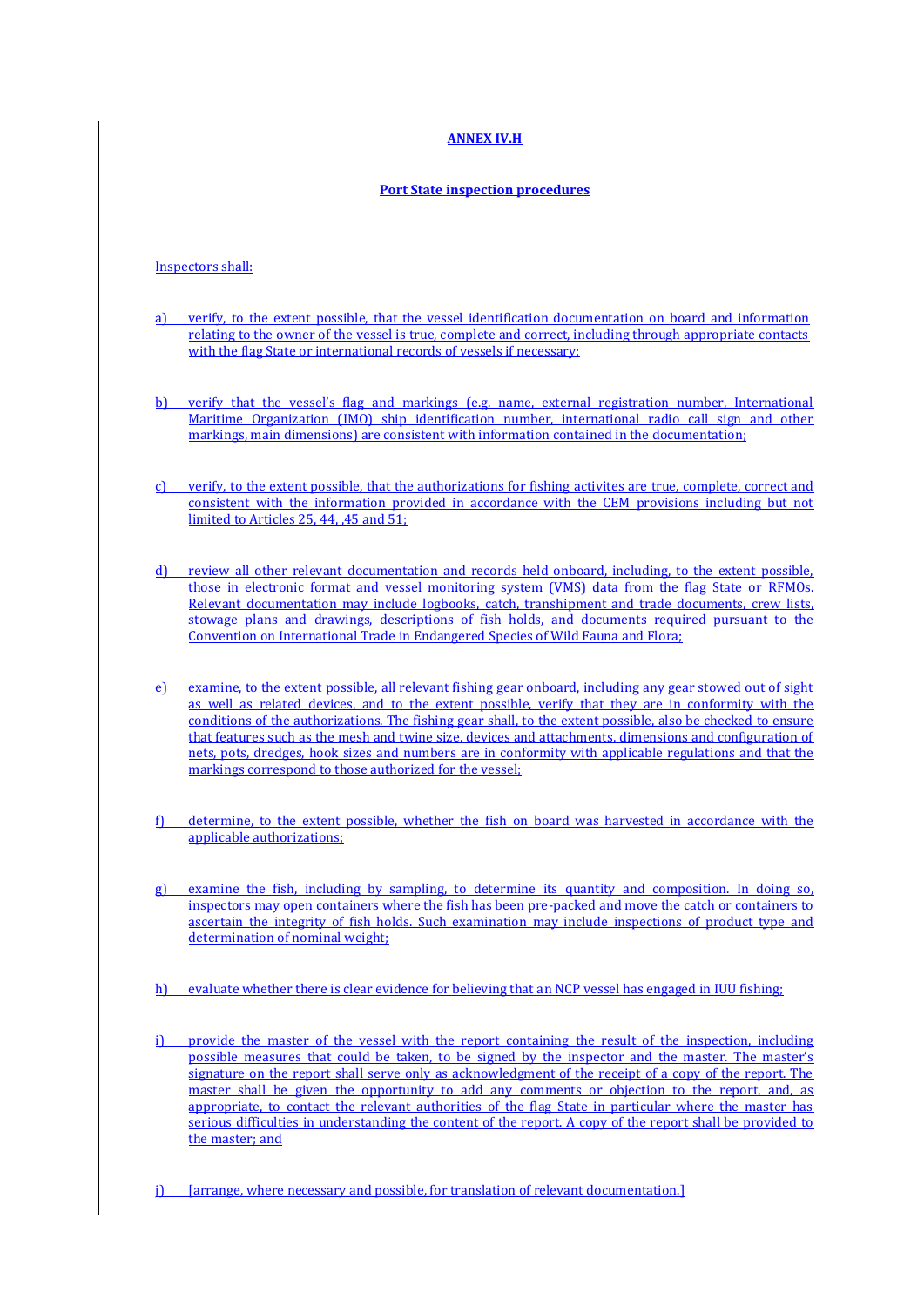# ANNEX IV.H

## Port State inspection procedures

Inspectors shall:

a) verify, to the extent possible, that the vessel identification documentation on board and information relating to the owner of the vessel is true, complete and correct, including through appropriate contacts with the flag State or international records of vessels if necessary;

b) verify that the vessel's flag and markings (e.g. name, external registration number, International Maritime Organization (IMO) ship identification number, international radio call sign and other markings, main dimensions) are consistent with information contained in the documentation;

c) verify, to the extent possible, that the authorizations for fishing activites are true, complete, correct and consistent with the information provided in accordance with the CEM provisions including but not limited to Articles 25, 44, ,45 and 51;

d) review all other relevant documentation and records held onboard, including, to the extent possible, those in electronic format and vessel monitoring system (VMS) data from the flag State or RFMOs. Relevant documentation may include logbooks, catch, transhipment and trade documents, crew lists, stowage plans and drawings, descriptions of fish holds, and documents required pursuant to the Convention on International Trade in Endangered Species of Wild Fauna and Flora;

e) examine, to the extent possible, all relevant fishing gear onboard, including any gear stowed out of sight as well as related devices, and to the extent possible, verify that they are in conformity with the conditions of the authorizations. The fishing gear shall, to the extent possible, also be checked to ensure that features such as the mesh and twine size, devices and attachments, dimensions and configuration of nets, pots, dredges, hook sizes and numbers are in conformity with applicable regulations and that the markings correspond to those authorized for the vessel;

f) determine, to the extent possible, whether the fish on board was harvested in accordance with the applicable authorizations;

g) examine the fish, including by sampling, to determine its quantity and composition. In doing so, inspectors may open containers where the fish has been pre-packed and move the catch or containers to ascertain the integrity of fish holds. Such examination may include inspections of product type and determination of nominal weight;

h) evaluate whether there is clear evidence for believing that an NCP vessel has engaged in IUU fishing;

i) provide the master of the vessel with the report containing the result of the inspection, including possible measures that could be taken, to be signed by the inspector and the master. The master's signature on the report shall serve only as acknowledgment of the receipt of a copy of the report. The master shall be given the opportunity to add any comments or objection to the report, and, as appropriate, to contact the relevant authorities of the flag State in particular where the master has serious difficulties in understanding the content of the report. A copy of the report shall be provided to the master; and

j) [arrange, where necessary and possible, for translation of relevant documentation.]